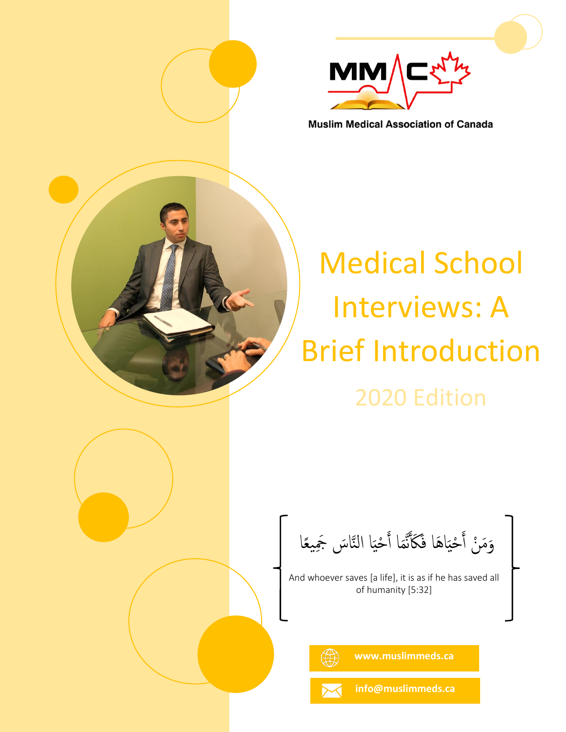Muslim Medical Association of Canada

# Medical School Interviews: A Brief Introduction

## 2020 Edition

وَمَنْ أَحْيَاهَا فَكَأَنَّمَا أَحْيَا النَّاسَ جَمِيعًا

And whoever saves [a life], it is as if he has saved all of humanity [5:32]

www.muslimmeds.ca

info@muslimmeds.ca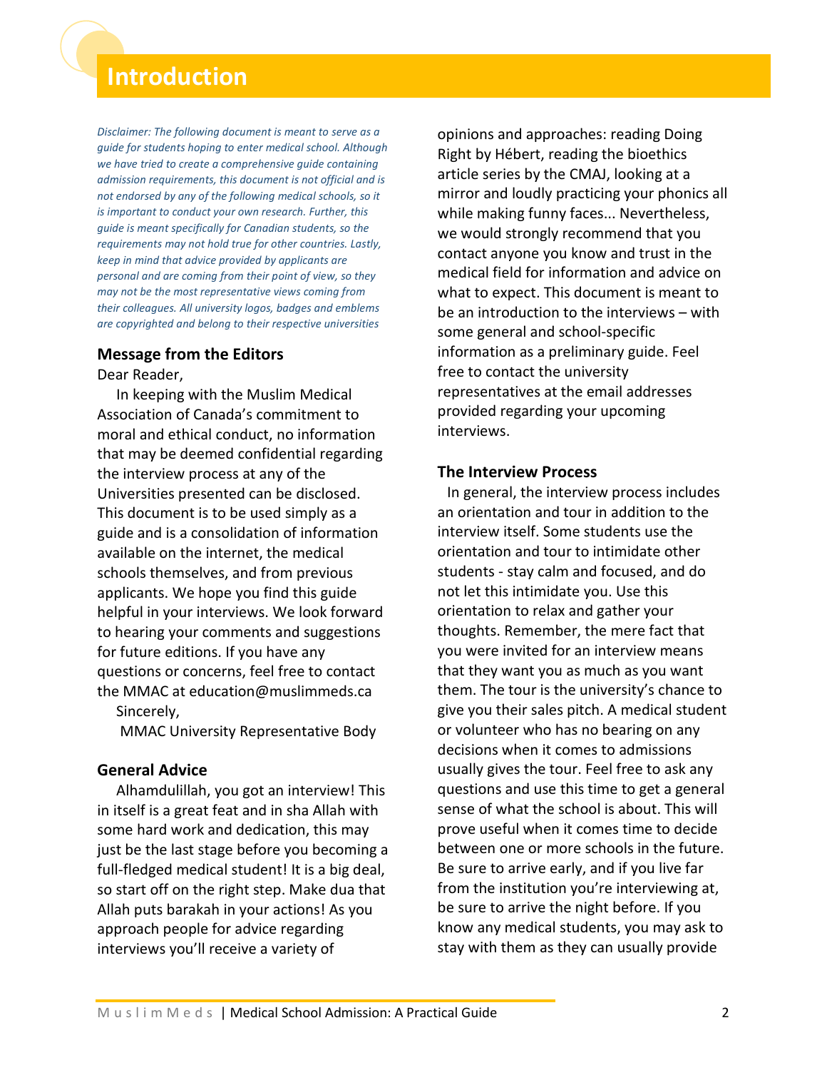# Introduction

*Disclaimer: The following document is meant to serve as a guide for students hoping to enter medical school. Although we have tried to create a comprehensive guide containing admission requirements, this document is not official and is not endorsed by any of the following medical schools, so it is important to conduct your own research. Further, this guide is meant specifically for Canadian students, so the requirements may not hold true for other countries. Lastly, keep in mind that advice provided by applicants are personal and are coming from their point of view, so they may not be the most representative views coming from their colleagues. All university logos, badges and emblems are copyrighted and belong to their respective universities*

### Message from the Editors

Dear Reader,

In keeping with the Muslim Medical Association of Canada's commitment to moral and ethical conduct, no information that may be deemed confidential regarding the interview process at any of the Universities presented can be disclosed. This document is to be used simply as a guide and is a consolidation of information available on the internet, the medical schools themselves, and from previous applicants. We hope you find this guide helpful in your interviews. We look forward to hearing your comments and suggestions for future editions. If you have any questions or concerns, feel free to contact the MMAC at education@muslimmeds.ca

Sincerely,

MMAC University Representative Body

### General Advice

Alhamdulillah, you got an interview! This in itself is a great feat and in sha Allah with some hard work and dedication, this may just be the last stage before you becoming a full-fledged medical student! It is a big deal, so start off on the right step. Make dua that Allah puts barakah in your actions! As you approach people for advice regarding interviews you'll receive a variety of opinions and approaches: reading Doing Right by Hébert, reading the bioethics article series by the CMAJ, looking at a mirror and loudly practicing your phonics all while making funny faces... Nevertheless, we would strongly recommend that you contact anyone you know and trust in the medical field for information and advice on what to expect. This document is meant to be an introduction to the interviews – with some general and school-specific information as a preliminary guide. Feel free to contact the university representatives at the email addresses provided regarding your upcoming interviews.

### The Interview Process

In general, the interview process includes an orientation and tour in addition to the interview itself. Some students use the orientation and tour to intimidate other students - stay calm and focused, and do not let this intimidate you. Use this orientation to relax and gather your thoughts. Remember, the mere fact that you were invited for an interview means that they want you as much as you want them. The tour is the university's chance to give you their sales pitch. A medical student or volunteer who has no bearing on any decisions when it comes to admissions usually gives the tour. Feel free to ask any questions and use this time to get a general sense of what the school is about. This will prove useful when it comes time to decide between one or more schools in the future. Be sure to arrive early, and if you live far from the institution you're interviewing at, be sure to arrive the night before. If you know any medical students, you may ask to stay with them as they can usually provide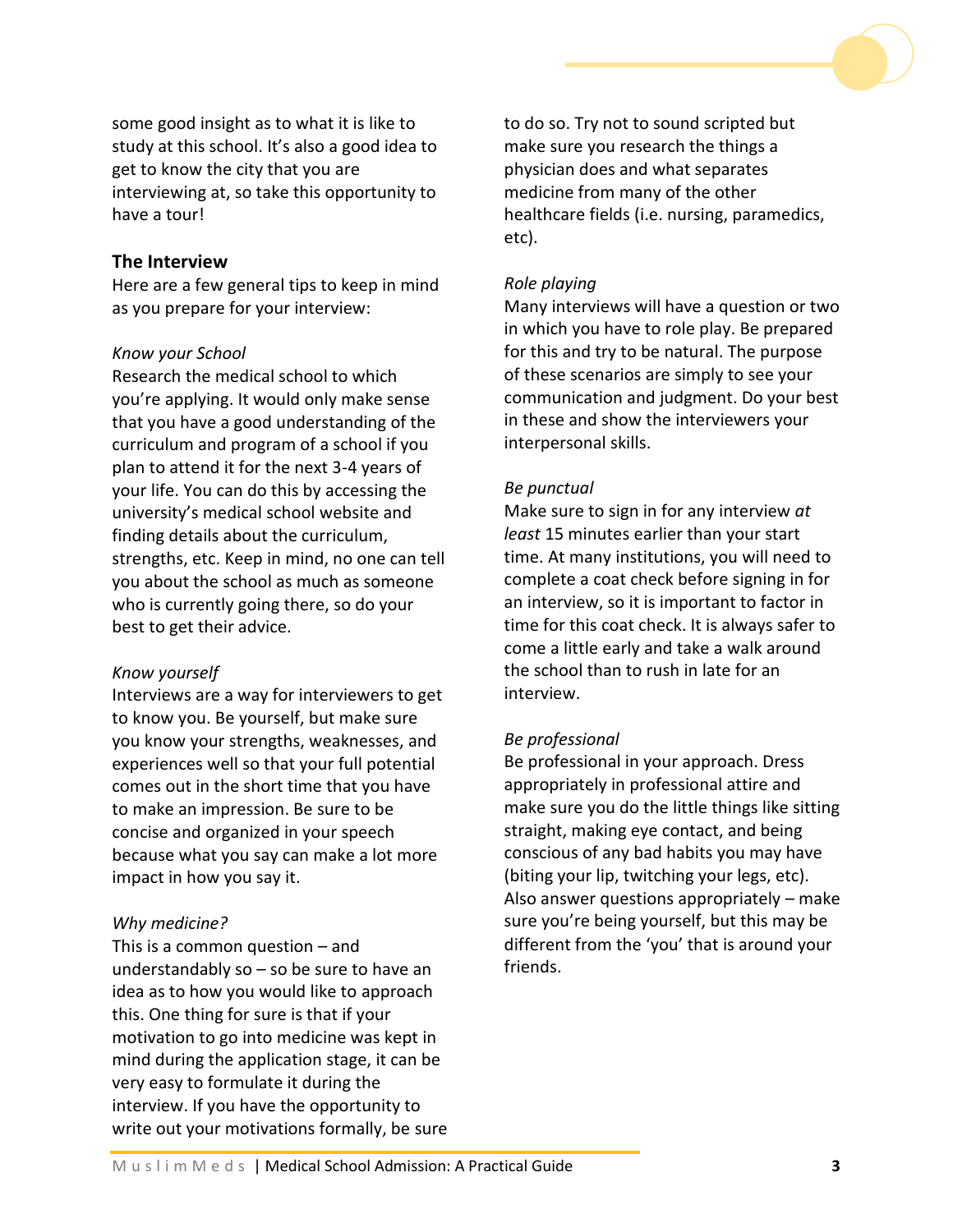some good insight as to what it is like to study at this school. It's also a good idea to get to know the city that you are interviewing at, so take this opportunity to have a tour!

## The Interview

Here are a few general tips to keep in mind as you prepare for your interview:

*Know your School*

Research the medical school to which you're applying. It would only make sense that you have a good understanding of the curriculum and program of a school if you plan to attend it for the next 3-4 years of your life. You can do this by accessing the university's medical school website and finding details about the curriculum, strengths, etc. Keep in mind, no one can tell you about the school as much as someone who is currently going there, so do your best to get their advice.

*Know yourself*

Interviews are a way for interviewers to get to know you. Be yourself, but make sure you know your strengths, weaknesses, and experiences well so that your full potential comes out in the short time that you have to make an impression. Be sure to be concise and organized in your speech because what you say can make a lot more impact in how you say it.

*Why medicine?*

This is a common question – and understandably so – so be sure to have an idea as to how you would like to approach this. One thing for sure is that if your motivation to go into medicine was kept in mind during the application stage, it can be very easy to formulate it during the interview. If you have the opportunity to write out your motivations formally, be sure to do so. Try not to sound scripted but make sure you research the things a physician does and what separates medicine from many of the other healthcare fields (i.e. nursing, paramedics, etc).

*Role playing*

Many interviews will have a question or two in which you have to role play. Be prepared for this and try to be natural. The purpose of these scenarios are simply to see your communication and judgment. Do your best in these and show the interviewers your interpersonal skills.

*Be punctual*

Make sure to sign in for any interview *at least* 15 minutes earlier than your start time. At many institutions, you will need to complete a coat check before signing in for an interview, so it is important to factor in time for this coat check. It is always safer to come a little early and take a walk around the school than to rush in late for an interview.

*Be professional*

Be professional in your approach. Dress appropriately in professional attire and make sure you do the little things like sitting straight, making eye contact, and being conscious of any bad habits you may have (biting your lip, twitching your legs, etc). Also answer questions appropriately – make sure you're being yourself, but this may be different from the 'you' that is around your friends.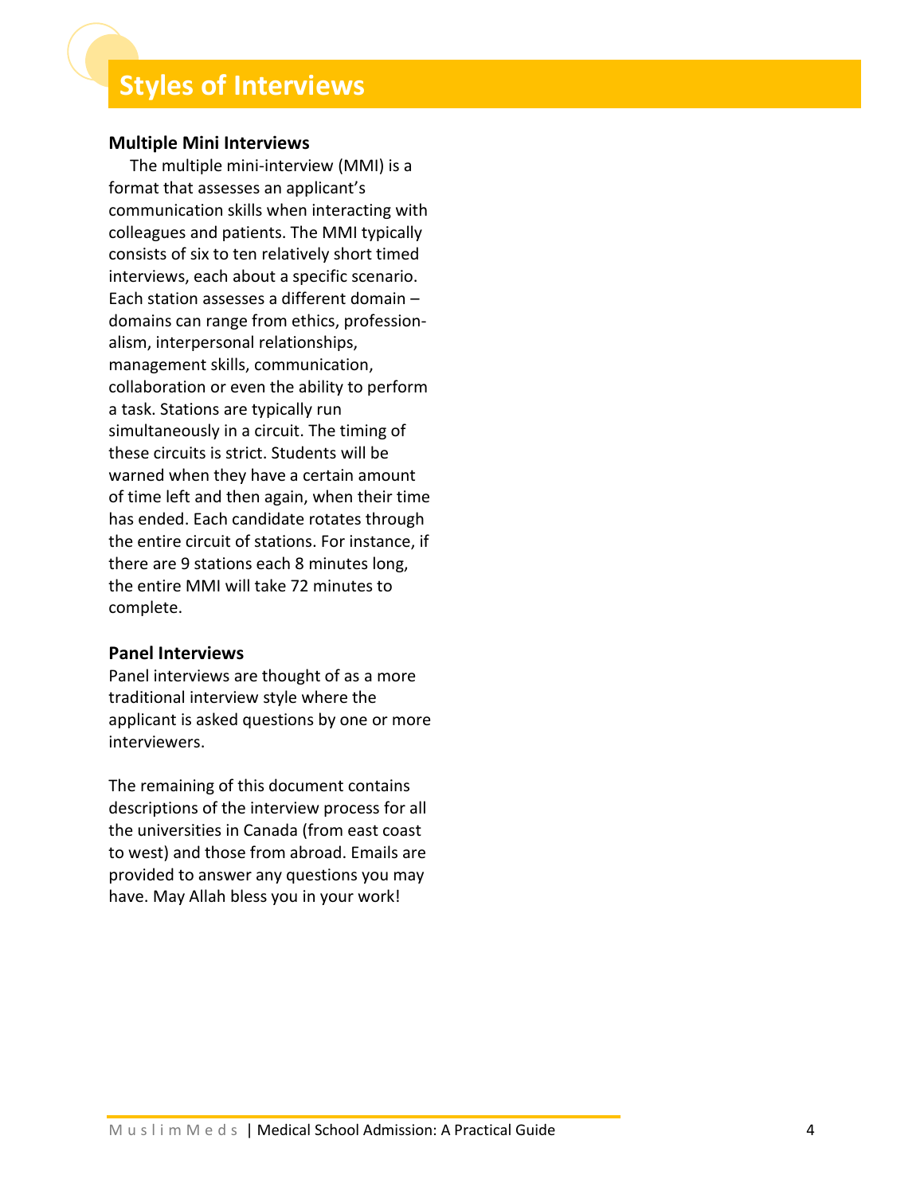# Styles of Interviews

### Multiple Mini Interviews

The multiple mini-interview (MMI) is a format that assesses an applicant's communication skills when interacting with colleagues and patients. The MMI typically consists of six to ten relatively short timed interviews, each about a specific scenario. Each station assesses a different domain – domains can range from ethics, professionalism, interpersonal relationships, management skills, communication, collaboration or even the ability to perform a task. Stations are typically run simultaneously in a circuit. The timing of these circuits is strict. Students will be warned when they have a certain amount of time left and then again, when their time has ended. Each candidate rotates through the entire circuit of stations. For instance, if there are 9 stations each 8 minutes long, the entire MMI will take 72 minutes to complete.

### Panel Interviews

Panel interviews are thought of as a more traditional interview style where the applicant is asked questions by one or more interviewers.

The remaining of this document contains descriptions of the interview process for all the universities in Canada (from east coast to west) and those from abroad. Emails are provided to answer any questions you may have. May Allah bless you in your work!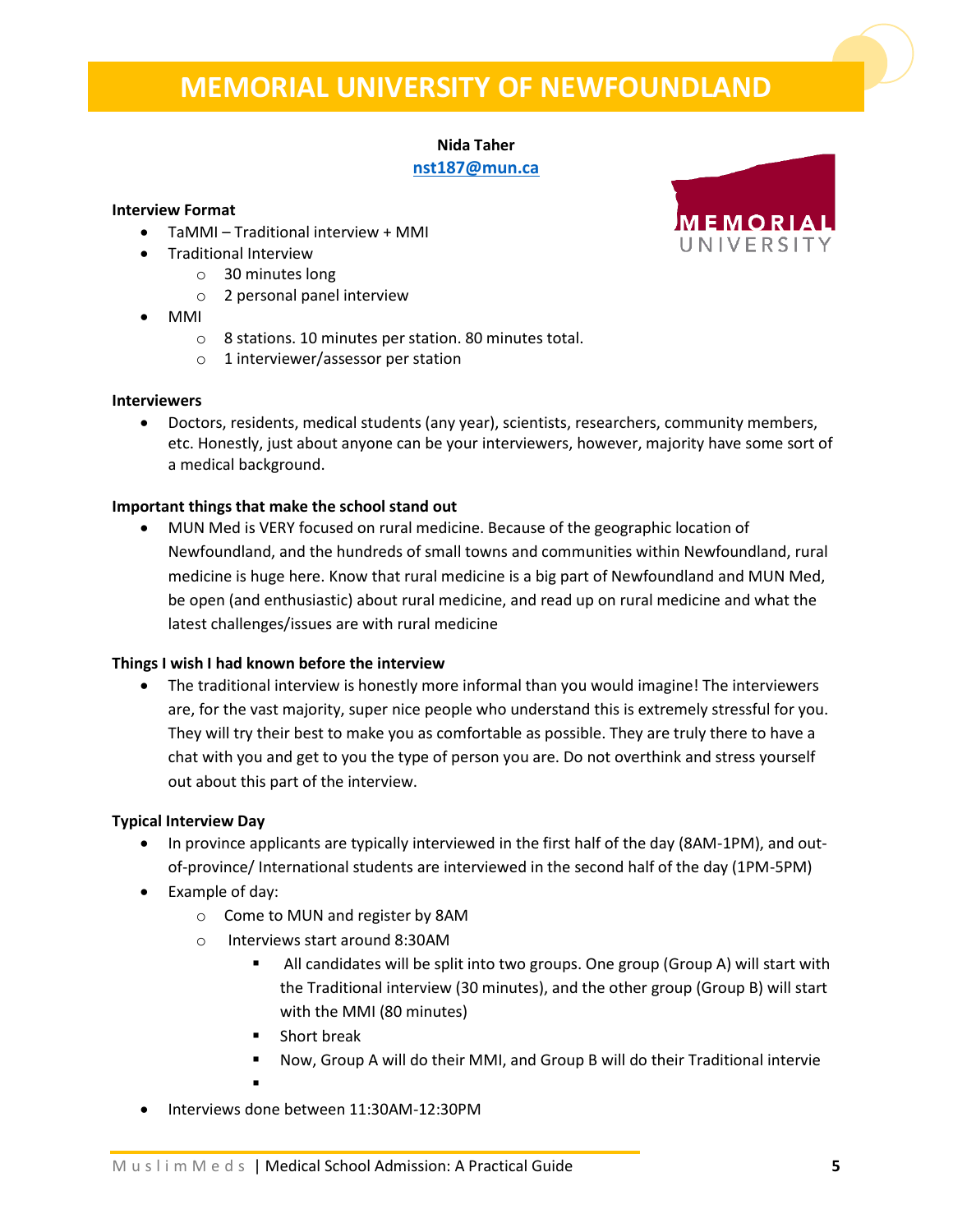# MEMORIAL UNIVERSITY OF NEWFOUNDLAND

**Nida Taher**
**nst187@mun.ca**

**Interview Format**

- TaMMI – Traditional interview + MMI
- Traditional Interview
  - 30 minutes long
  - 2 personal panel interview
- MMI
  - 8 stations. 10 minutes per station. 80 minutes total.
  - 1 interviewer/assessor per station

**Interviewers**

- Doctors, residents, medical students (any year), scientists, researchers, community members, etc. Honestly, just about anyone can be your interviewers, however, majority have some sort of a medical background.

**Important things that make the school stand out**

- MUN Med is VERY focused on rural medicine. Because of the geographic location of Newfoundland, and the hundreds of small towns and communities within Newfoundland, rural medicine is huge here. Know that rural medicine is a big part of Newfoundland and MUN Med, be open (and enthusiastic) about rural medicine, and read up on rural medicine and what the latest challenges/issues are with rural medicine

**Things I wish I had known before the interview**

- The traditional interview is honestly more informal than you would imagine! The interviewers are, for the vast majority, super nice people who understand this is extremely stressful for you. They will try their best to make you as comfortable as possible. They are truly there to have a chat with you and get to you the type of person you are. Do not overthink and stress yourself out about this part of the interview.

**Typical Interview Day**

- In province applicants are typically interviewed in the first half of the day (8AM-1PM), and out-of-province/ International students are interviewed in the second half of the day (1PM-5PM)
- Example of day:
  - Come to MUN and register by 8AM
  - Interviews start around 8:30AM
    - All candidates will be split into two groups. One group (Group A) will start with the Traditional interview (30 minutes), and the other group (Group B) will start with the MMI (80 minutes)
    - Short break
    - Now, Group A will do their MMI, and Group B will do their Traditional intervie
- Interviews done between 11:30AM-12:30PM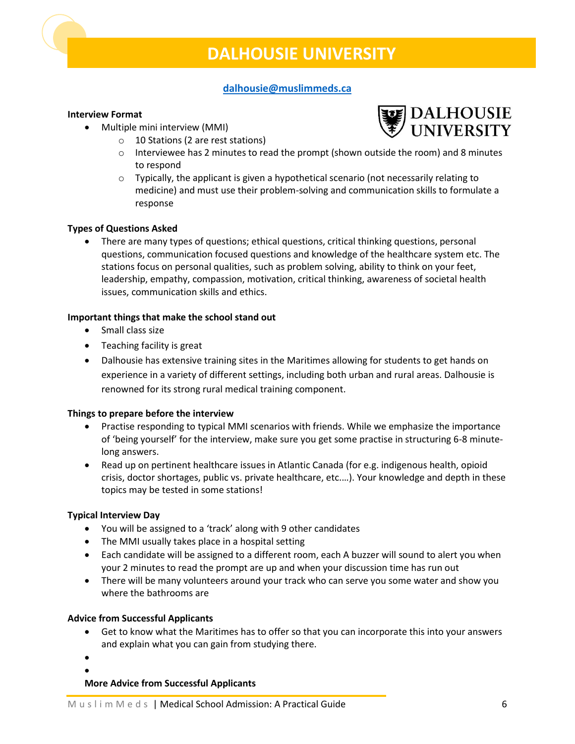# DALHOUSIE UNIVERSITY

dalhousie@muslimmeds.ca

**Interview Format**

- Multiple mini interview (MMI)
  - 10 Stations (2 are rest stations)
  - Interviewee has 2 minutes to read the prompt (shown outside the room) and 8 minutes to respond
  - Typically, the applicant is given a hypothetical scenario (not necessarily relating to medicine) and must use their problem-solving and communication skills to formulate a response

**Types of Questions Asked**

- There are many types of questions; ethical questions, critical thinking questions, personal questions, communication focused questions and knowledge of the healthcare system etc. The stations focus on personal qualities, such as problem solving, ability to think on your feet, leadership, empathy, compassion, motivation, critical thinking, awareness of societal health issues, communication skills and ethics.

**Important things that make the school stand out**

- Small class size
- Teaching facility is great
- Dalhousie has extensive training sites in the Maritimes allowing for students to get hands on experience in a variety of different settings, including both urban and rural areas. Dalhousie is renowned for its strong rural medical training component.

**Things to prepare before the interview**

- Practise responding to typical MMI scenarios with friends. While we emphasize the importance of 'being yourself' for the interview, make sure you get some practise in structuring 6-8 minute-long answers.
- Read up on pertinent healthcare issues in Atlantic Canada (for e.g. indigenous health, opioid crisis, doctor shortages, public vs. private healthcare, etc.…). Your knowledge and depth in these topics may be tested in some stations!

**Typical Interview Day**

- You will be assigned to a 'track' along with 9 other candidates
- The MMI usually takes place in a hospital setting
- Each candidate will be assigned to a different room, each A buzzer will sound to alert you when your 2 minutes to read the prompt are up and when your discussion time has run out
- There will be many volunteers around your track who can serve you some water and show you where the bathrooms are

**Advice from Successful Applicants**

- Get to know what the Maritimes has to offer so that you can incorporate this into your answers and explain what you can gain from studying there.
- 
- 

**More Advice from Successful Applicants**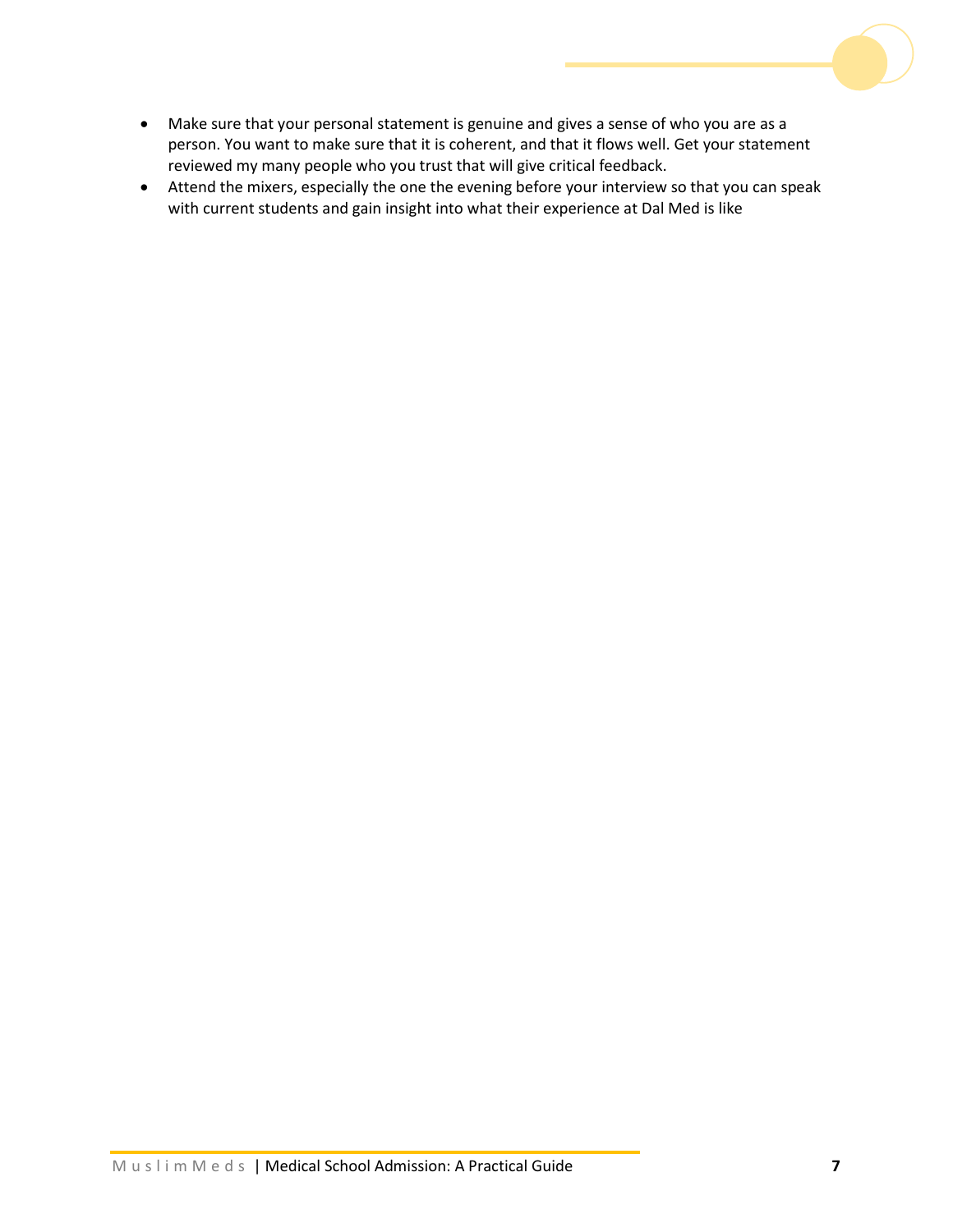- Make sure that your personal statement is genuine and gives a sense of who you are as a person. You want to make sure that it is coherent, and that it flows well. Get your statement reviewed my many people who you trust that will give critical feedback.
- Attend the mixers, especially the one the evening before your interview so that you can speak with current students and gain insight into what their experience at Dal Med is like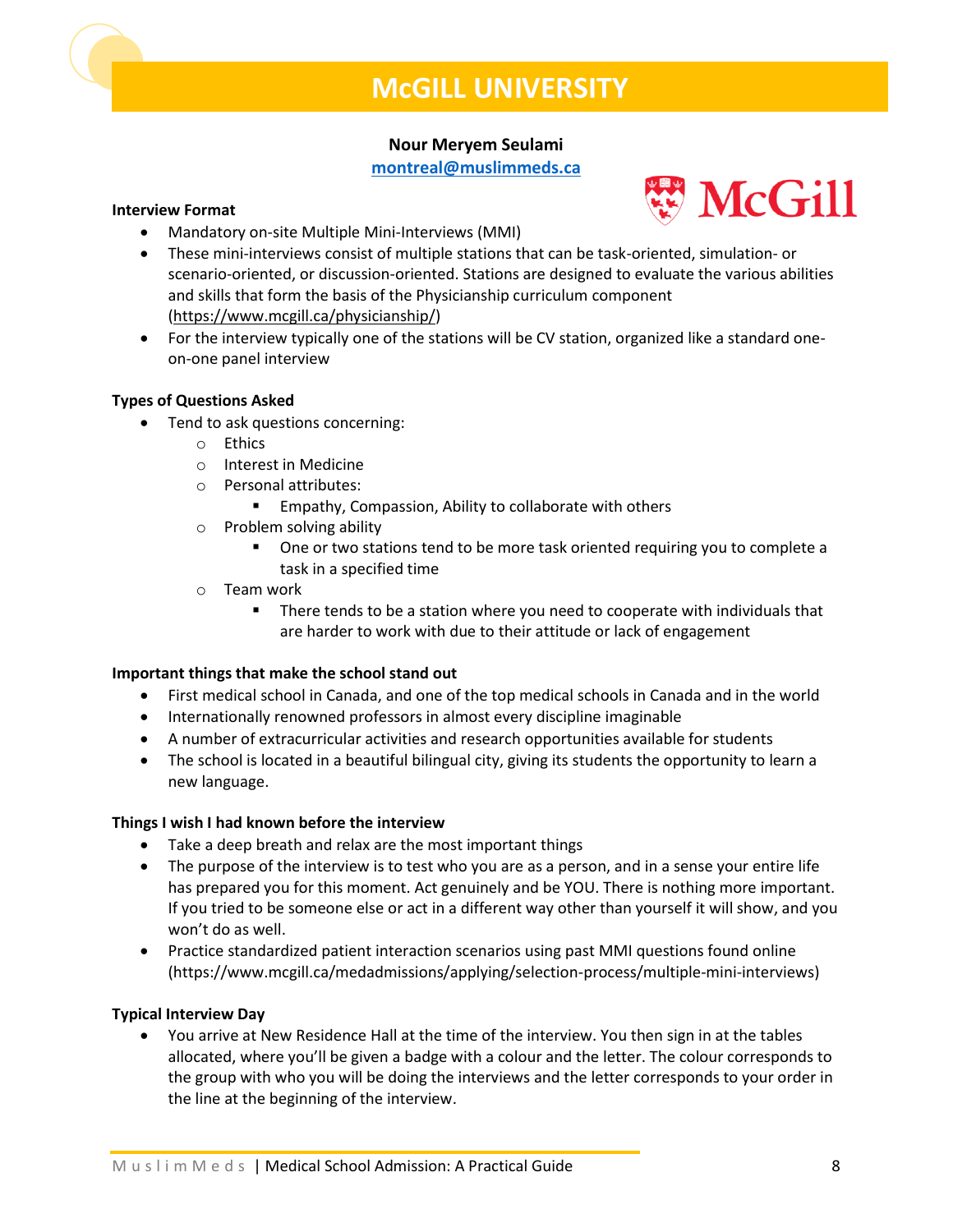# McGILL UNIVERSITY

**Nour Meryem Seulami**
**montreal@muslimmeds.ca**

**Interview Format**

- Mandatory on-site Multiple Mini-Interviews (MMI)
- These mini-interviews consist of multiple stations that can be task-oriented, simulation- or scenario-oriented, or discussion-oriented. Stations are designed to evaluate the various abilities and skills that form the basis of the Physicianship curriculum component (https://www.mcgill.ca/physicianship/)
- For the interview typically one of the stations will be CV station, organized like a standard one-on-one panel interview

**Types of Questions Asked**

- Tend to ask questions concerning:
  - Ethics
  - Interest in Medicine
  - Personal attributes:
    - Empathy, Compassion, Ability to collaborate with others
  - Problem solving ability
    - One or two stations tend to be more task oriented requiring you to complete a task in a specified time
  - Team work
    - There tends to be a station where you need to cooperate with individuals that are harder to work with due to their attitude or lack of engagement

**Important things that make the school stand out**

- First medical school in Canada, and one of the top medical schools in Canada and in the world
- Internationally renowned professors in almost every discipline imaginable
- A number of extracurricular activities and research opportunities available for students
- The school is located in a beautiful bilingual city, giving its students the opportunity to learn a new language.

**Things I wish I had known before the interview**

- Take a deep breath and relax are the most important things
- The purpose of the interview is to test who you are as a person, and in a sense your entire life has prepared you for this moment. Act genuinely and be YOU. There is nothing more important. If you tried to be someone else or act in a different way other than yourself it will show, and you won't do as well.
- Practice standardized patient interaction scenarios using past MMI questions found online (https://www.mcgill.ca/medadmissions/applying/selection-process/multiple-mini-interviews)

**Typical Interview Day**

- You arrive at New Residence Hall at the time of the interview. You then sign in at the tables allocated, where you'll be given a badge with a colour and the letter. The colour corresponds to the group with who you will be doing the interviews and the letter corresponds to your order in the line at the beginning of the interview.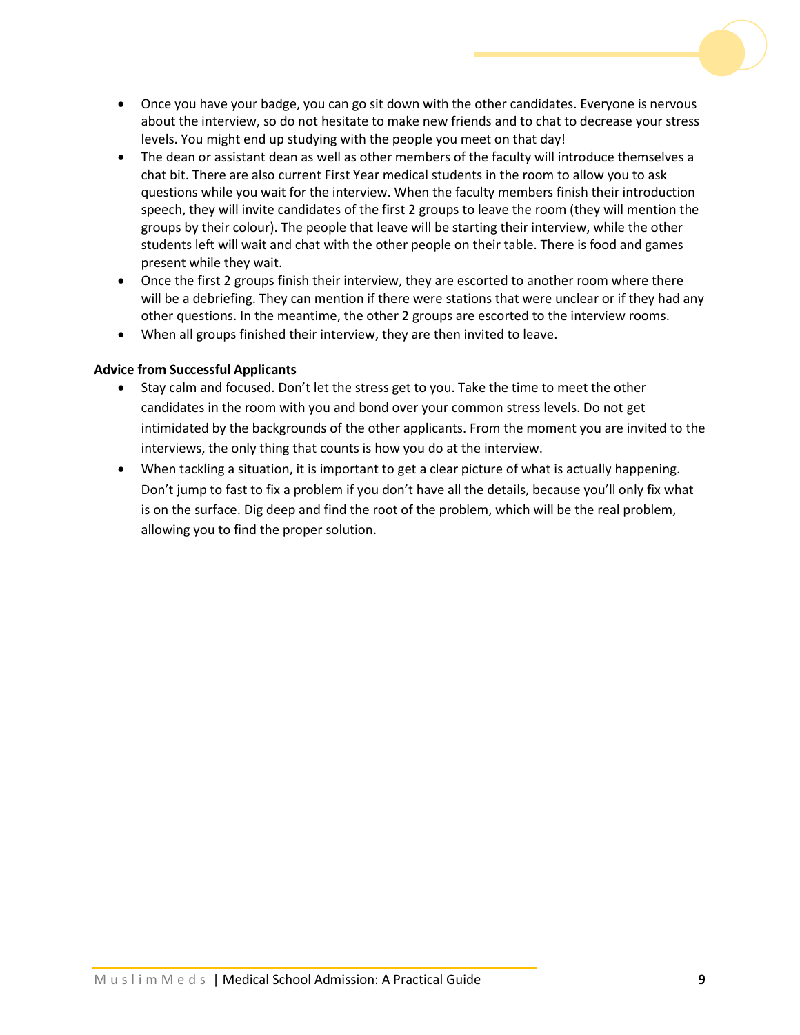- Once you have your badge, you can go sit down with the other candidates. Everyone is nervous about the interview, so do not hesitate to make new friends and to chat to decrease your stress levels. You might end up studying with the people you meet on that day!
- The dean or assistant dean as well as other members of the faculty will introduce themselves a chat bit. There are also current First Year medical students in the room to allow you to ask questions while you wait for the interview. When the faculty members finish their introduction speech, they will invite candidates of the first 2 groups to leave the room (they will mention the groups by their colour). The people that leave will be starting their interview, while the other students left will wait and chat with the other people on their table. There is food and games present while they wait.
- Once the first 2 groups finish their interview, they are escorted to another room where there will be a debriefing. They can mention if there were stations that were unclear or if they had any other questions. In the meantime, the other 2 groups are escorted to the interview rooms.
- When all groups finished their interview, they are then invited to leave.

**Advice from Successful Applicants**

- Stay calm and focused. Don't let the stress get to you. Take the time to meet the other candidates in the room with you and bond over your common stress levels. Do not get intimidated by the backgrounds of the other applicants. From the moment you are invited to the interviews, the only thing that counts is how you do at the interview.
- When tackling a situation, it is important to get a clear picture of what is actually happening. Don't jump to fast to fix a problem if you don't have all the details, because you'll only fix what is on the surface. Dig deep and find the root of the problem, which will be the real problem, allowing you to find the proper solution.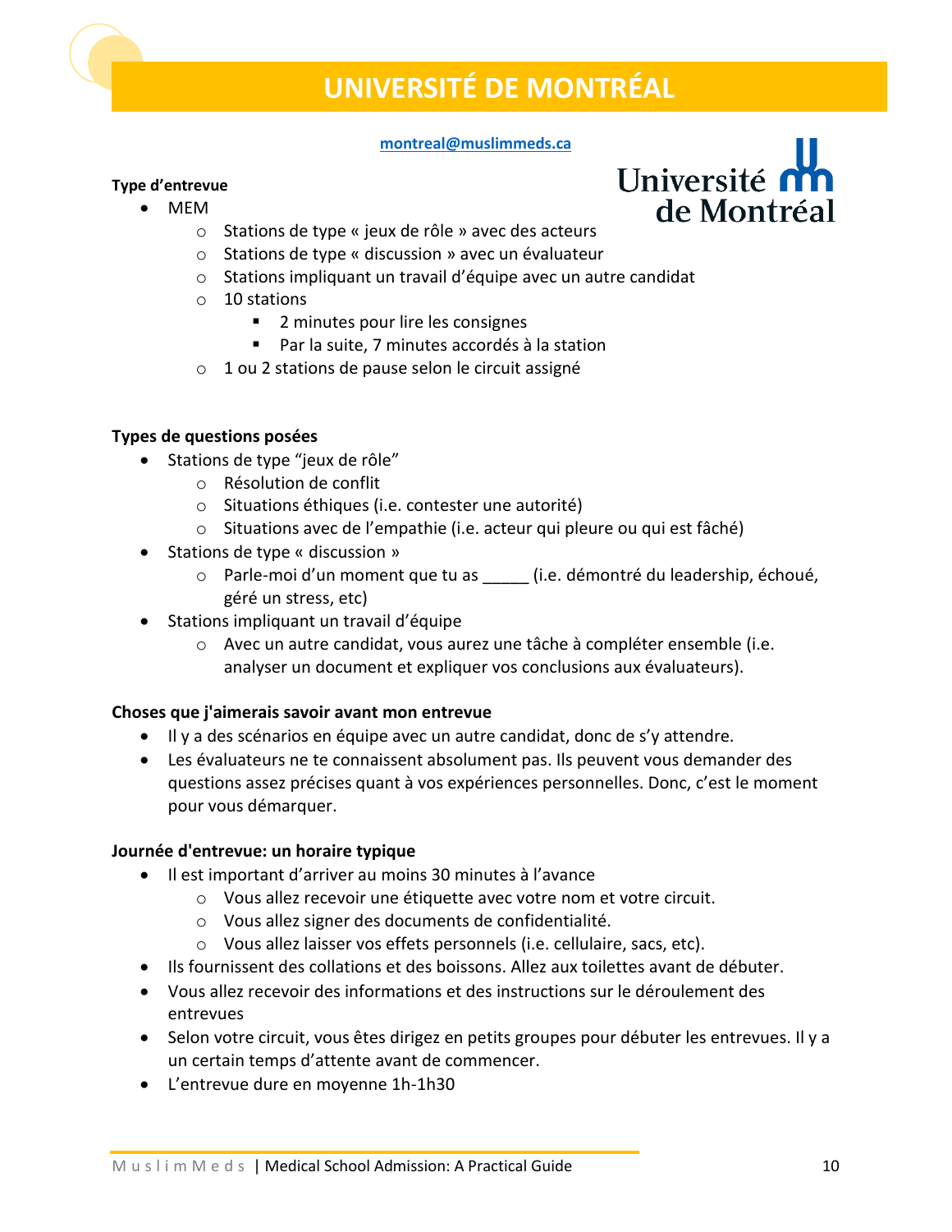# UNIVERSITÉ DE MONTRÉAL

montreal@muslimmeds.ca

**Type d'entrevue**

- MEM
  - Stations de type « jeux de rôle » avec des acteurs
  - Stations de type « discussion » avec un évaluateur
  - Stations impliquant un travail d'équipe avec un autre candidat
  - 10 stations
    - 2 minutes pour lire les consignes
    - Par la suite, 7 minutes accordés à la station
  - 1 ou 2 stations de pause selon le circuit assigné

**Types de questions posées**

- Stations de type "jeux de rôle"
  - Résolution de conflit
  - Situations éthiques (i.e. contester une autorité)
  - Situations avec de l'empathie (i.e. acteur qui pleure ou qui est fâché)
- Stations de type « discussion »
  - Parle-moi d'un moment que tu as _____ (i.e. démontré du leadership, échoué, géré un stress, etc)
- Stations impliquant un travail d'équipe
  - Avec un autre candidat, vous aurez une tâche à compléter ensemble (i.e. analyser un document et expliquer vos conclusions aux évaluateurs).

**Choses que j'aimerais savoir avant mon entrevue**

- Il y a des scénarios en équipe avec un autre candidat, donc de s'y attendre.
- Les évaluateurs ne te connaissent absolument pas. Ils peuvent vous demander des questions assez précises quant à vos expériences personnelles. Donc, c'est le moment pour vous démarquer.

**Journée d'entrevue: un horaire typique**

- Il est important d'arriver au moins 30 minutes à l'avance
  - Vous allez recevoir une étiquette avec votre nom et votre circuit.
  - Vous allez signer des documents de confidentialité.
  - Vous allez laisser vos effets personnels (i.e. cellulaire, sacs, etc).
- Ils fournissent des collations et des boissons. Allez aux toilettes avant de débuter.
- Vous allez recevoir des informations et des instructions sur le déroulement des entrevues
- Selon votre circuit, vous êtes dirigez en petits groupes pour débuter les entrevues. Il y a un certain temps d'attente avant de commencer.
- L'entrevue dure en moyenne 1h-1h30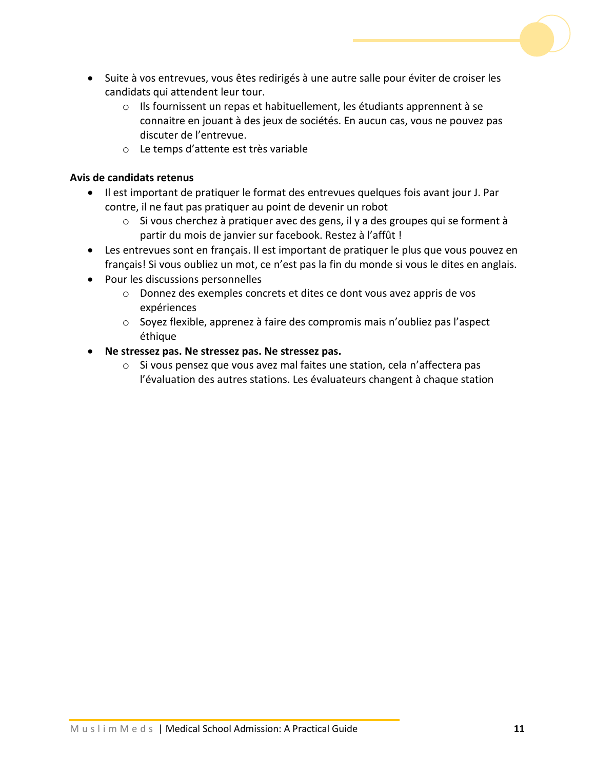- Suite à vos entrevues, vous êtes redirigés à une autre salle pour éviter de croiser les candidats qui attendent leur tour.
    - Ils fournissent un repas et habituellement, les étudiants apprennent à se connaitre en jouant à des jeux de sociétés. En aucun cas, vous ne pouvez pas discuter de l'entrevue.
    - Le temps d'attente est très variable

**Avis de candidats retenus**

- Il est important de pratiquer le format des entrevues quelques fois avant jour J. Par contre, il ne faut pas pratiquer au point de devenir un robot
    - Si vous cherchez à pratiquer avec des gens, il y a des groupes qui se forment à partir du mois de janvier sur facebook. Restez à l'affût !
- Les entrevues sont en français. Il est important de pratiquer le plus que vous pouvez en français! Si vous oubliez un mot, ce n'est pas la fin du monde si vous le dites en anglais.
- Pour les discussions personnelles
    - Donnez des exemples concrets et dites ce dont vous avez appris de vos expériences
    - Soyez flexible, apprenez à faire des compromis mais n'oubliez pas l'aspect éthique
- **Ne stressez pas. Ne stressez pas. Ne stressez pas.**
    - Si vous pensez que vous avez mal faites une station, cela n'affectera pas l'évaluation des autres stations. Les évaluateurs changent à chaque station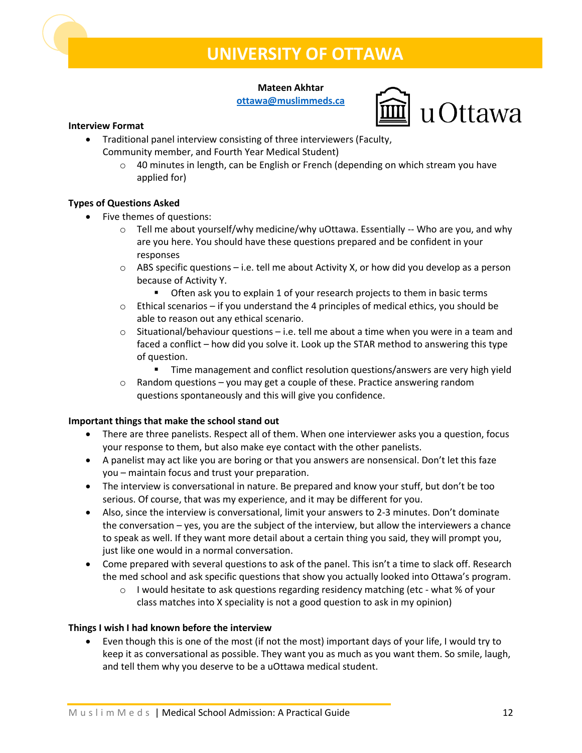# UNIVERSITY OF OTTAWA

**Mateen Akhtar**
[ottawa@muslimmeds.ca](mailto:ottawa@muslimmeds.ca)

**Interview Format**

- Traditional panel interview consisting of three interviewers (Faculty, Community member, and Fourth Year Medical Student)
  - 40 minutes in length, can be English or French (depending on which stream you have applied for)

**Types of Questions Asked**

- Five themes of questions:
  - Tell me about yourself/why medicine/why uOttawa. Essentially -- Who are you, and why are you here. You should have these questions prepared and be confident in your responses
  - ABS specific questions – i.e. tell me about Activity X, or how did you develop as a person because of Activity Y.
    - Often ask you to explain 1 of your research projects to them in basic terms
  - Ethical scenarios – if you understand the 4 principles of medical ethics, you should be able to reason out any ethical scenario.
  - Situational/behaviour questions – i.e. tell me about a time when you were in a team and faced a conflict – how did you solve it. Look up the STAR method to answering this type of question.
    - Time management and conflict resolution questions/answers are very high yield
  - Random questions – you may get a couple of these. Practice answering random questions spontaneously and this will give you confidence.

**Important things that make the school stand out**

- There are three panelists. Respect all of them. When one interviewer asks you a question, focus your response to them, but also make eye contact with the other panelists.
- A panelist may act like you are boring or that you answers are nonsensical. Don't let this faze you – maintain focus and trust your preparation.
- The interview is conversational in nature. Be prepared and know your stuff, but don't be too serious. Of course, that was my experience, and it may be different for you.
- Also, since the interview is conversational, limit your answers to 2-3 minutes. Don't dominate the conversation – yes, you are the subject of the interview, but allow the interviewers a chance to speak as well. If they want more detail about a certain thing you said, they will prompt you, just like one would in a normal conversation.
- Come prepared with several questions to ask of the panel. This isn't a time to slack off. Research the med school and ask specific questions that show you actually looked into Ottawa's program.
  - I would hesitate to ask questions regarding residency matching (etc - what % of your class matches into X speciality is not a good question to ask in my opinion)

**Things I wish I had known before the interview**

- Even though this is one of the most (if not the most) important days of your life, I would try to keep it as conversational as possible. They want you as much as you want them. So smile, laugh, and tell them why you deserve to be a uOttawa medical student.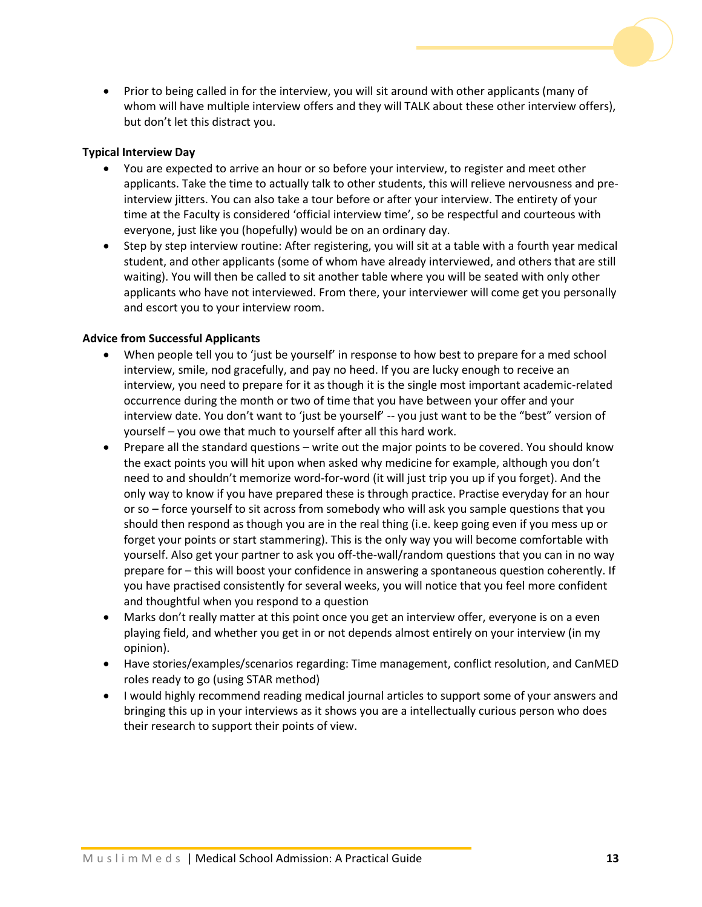- Prior to being called in for the interview, you will sit around with other applicants (many of whom will have multiple interview offers and they will TALK about these other interview offers), but don't let this distract you.

**Typical Interview Day**

- You are expected to arrive an hour or so before your interview, to register and meet other applicants. Take the time to actually talk to other students, this will relieve nervousness and pre-interview jitters. You can also take a tour before or after your interview. The entirety of your time at the Faculty is considered 'official interview time', so be respectful and courteous with everyone, just like you (hopefully) would be on an ordinary day.
- Step by step interview routine: After registering, you will sit at a table with a fourth year medical student, and other applicants (some of whom have already interviewed, and others that are still waiting). You will then be called to sit another table where you will be seated with only other applicants who have not interviewed. From there, your interviewer will come get you personally and escort you to your interview room.

**Advice from Successful Applicants**

- When people tell you to 'just be yourself' in response to how best to prepare for a med school interview, smile, nod gracefully, and pay no heed. If you are lucky enough to receive an interview, you need to prepare for it as though it is the single most important academic-related occurrence during the month or two of time that you have between your offer and your interview date. You don't want to 'just be yourself' -- you just want to be the "best" version of yourself – you owe that much to yourself after all this hard work.
- Prepare all the standard questions – write out the major points to be covered. You should know the exact points you will hit upon when asked why medicine for example, although you don't need to and shouldn't memorize word-for-word (it will just trip you up if you forget). And the only way to know if you have prepared these is through practice. Practise everyday for an hour or so – force yourself to sit across from somebody who will ask you sample questions that you should then respond as though you are in the real thing (i.e. keep going even if you mess up or forget your points or start stammering). This is the only way you will become comfortable with yourself. Also get your partner to ask you off-the-wall/random questions that you can in no way prepare for – this will boost your confidence in answering a spontaneous question coherently. If you have practised consistently for several weeks, you will notice that you feel more confident and thoughtful when you respond to a question
- Marks don't really matter at this point once you get an interview offer, everyone is on a even playing field, and whether you get in or not depends almost entirely on your interview (in my opinion).
- Have stories/examples/scenarios regarding: Time management, conflict resolution, and CanMED roles ready to go (using STAR method)
- I would highly recommend reading medical journal articles to support some of your answers and bringing this up in your interviews as it shows you are a intellectually curious person who does their research to support their points of view.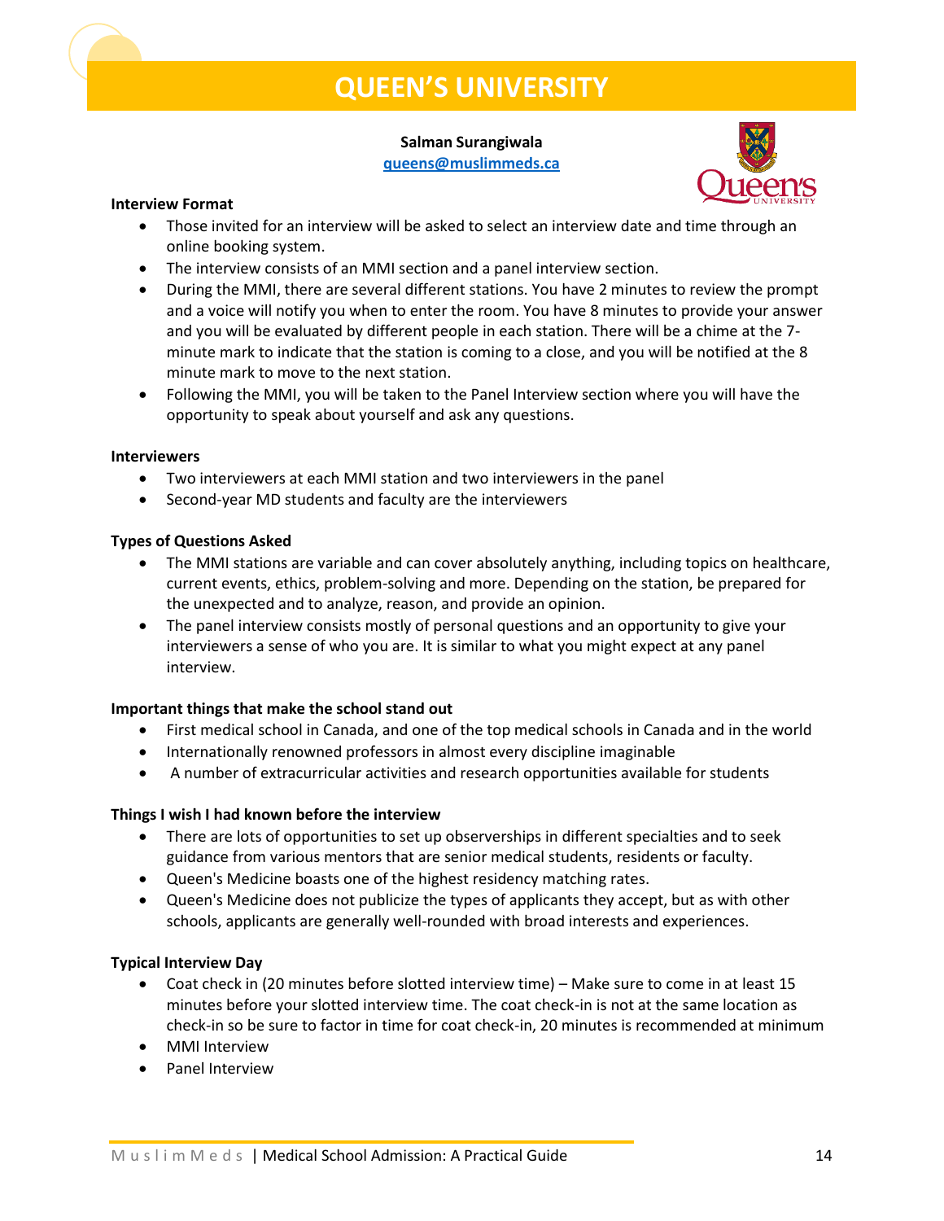# QUEEN'S UNIVERSITY

**Salman Surangiwala**
[queens@muslimmeds.ca](mailto:queens@muslimmeds.ca)

**Interview Format**

- Those invited for an interview will be asked to select an interview date and time through an online booking system.
- The interview consists of an MMI section and a panel interview section.
- During the MMI, there are several different stations. You have 2 minutes to review the prompt and a voice will notify you when to enter the room. You have 8 minutes to provide your answer and you will be evaluated by different people in each station. There will be a chime at the 7-minute mark to indicate that the station is coming to a close, and you will be notified at the 8 minute mark to move to the next station.
- Following the MMI, you will be taken to the Panel Interview section where you will have the opportunity to speak about yourself and ask any questions.

**Interviewers**

- Two interviewers at each MMI station and two interviewers in the panel
- Second-year MD students and faculty are the interviewers

**Types of Questions Asked**

- The MMI stations are variable and can cover absolutely anything, including topics on healthcare, current events, ethics, problem-solving and more. Depending on the station, be prepared for the unexpected and to analyze, reason, and provide an opinion.
- The panel interview consists mostly of personal questions and an opportunity to give your interviewers a sense of who you are. It is similar to what you might expect at any panel interview.

**Important things that make the school stand out**

- First medical school in Canada, and one of the top medical schools in Canada and in the world
- Internationally renowned professors in almost every discipline imaginable
- A number of extracurricular activities and research opportunities available for students

**Things I wish I had known before the interview**

- There are lots of opportunities to set up observerships in different specialties and to seek guidance from various mentors that are senior medical students, residents or faculty.
- Queen's Medicine boasts one of the highest residency matching rates.
- Queen's Medicine does not publicize the types of applicants they accept, but as with other schools, applicants are generally well-rounded with broad interests and experiences.

**Typical Interview Day**

- Coat check in (20 minutes before slotted interview time) – Make sure to come in at least 15 minutes before your slotted interview time. The coat check-in is not at the same location as check-in so be sure to factor in time for coat check-in, 20 minutes is recommended at minimum
- MMI Interview
- Panel Interview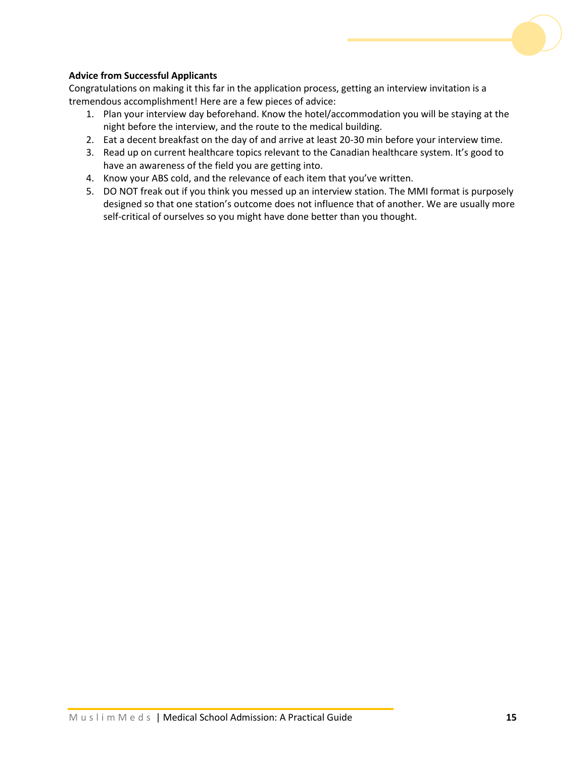**Advice from Successful Applicants**

Congratulations on making it this far in the application process, getting an interview invitation is a tremendous accomplishment! Here are a few pieces of advice:

1. Plan your interview day beforehand. Know the hotel/accommodation you will be staying at the night before the interview, and the route to the medical building.
2. Eat a decent breakfast on the day of and arrive at least 20-30 min before your interview time.
3. Read up on current healthcare topics relevant to the Canadian healthcare system. It's good to have an awareness of the field you are getting into.
4. Know your ABS cold, and the relevance of each item that you've written.
5. DO NOT freak out if you think you messed up an interview station. The MMI format is purposely designed so that one station's outcome does not influence that of another. We are usually more self-critical of ourselves so you might have done better than you thought.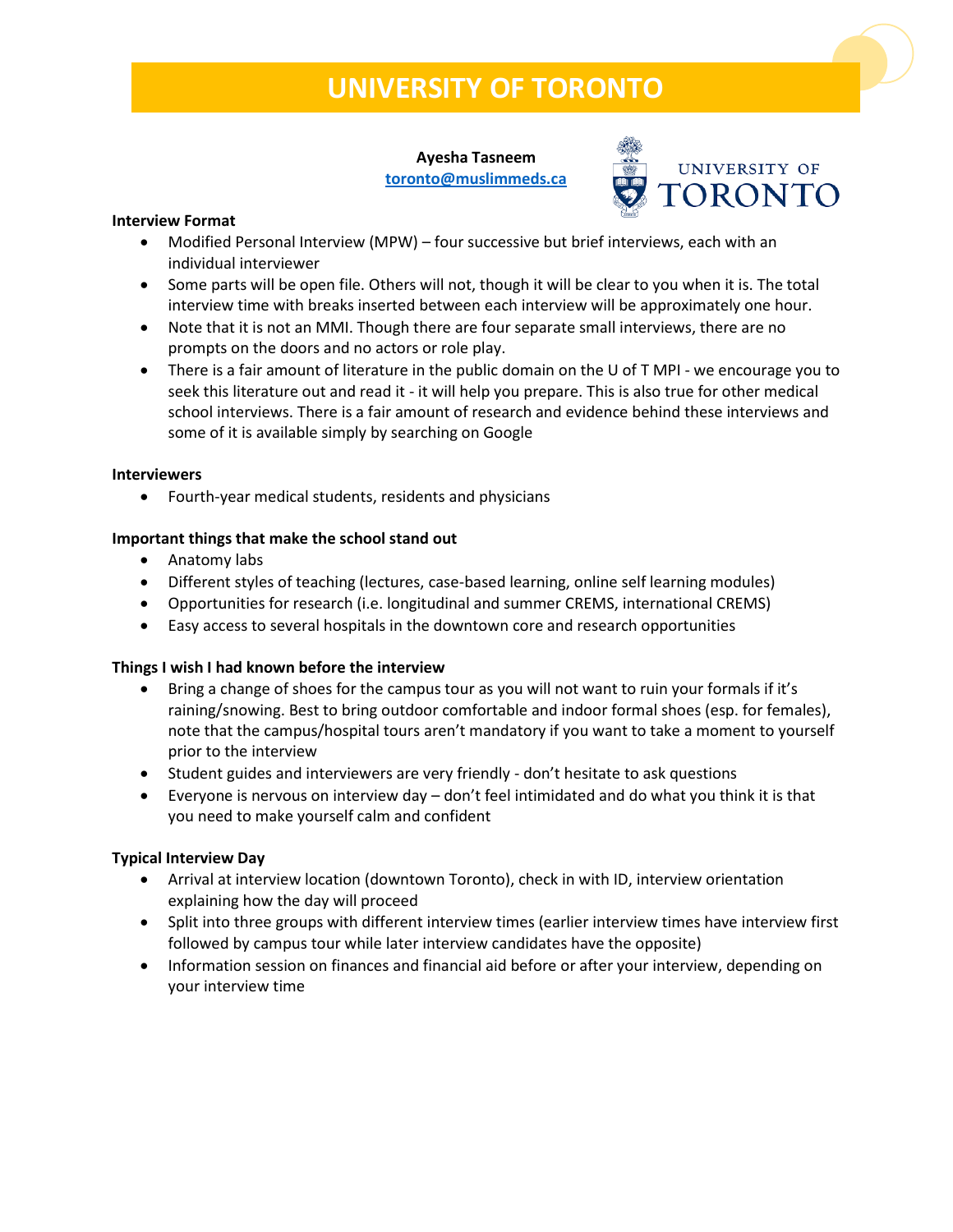# UNIVERSITY OF TORONTO

**Ayesha Tasneem**
**toronto@muslimmeds.ca**

**Interview Format**

- Modified Personal Interview (MPW) – four successive but brief interviews, each with an individual interviewer
- Some parts will be open file. Others will not, though it will be clear to you when it is. The total interview time with breaks inserted between each interview will be approximately one hour.
- Note that it is not an MMI. Though there are four separate small interviews, there are no prompts on the doors and no actors or role play.
- There is a fair amount of literature in the public domain on the U of T MPI - we encourage you to seek this literature out and read it - it will help you prepare. This is also true for other medical school interviews. There is a fair amount of research and evidence behind these interviews and some of it is available simply by searching on Google

**Interviewers**

- Fourth-year medical students, residents and physicians

**Important things that make the school stand out**

- Anatomy labs
- Different styles of teaching (lectures, case-based learning, online self learning modules)
- Opportunities for research (i.e. longitudinal and summer CREMS, international CREMS)
- Easy access to several hospitals in the downtown core and research opportunities

**Things I wish I had known before the interview**

- Bring a change of shoes for the campus tour as you will not want to ruin your formals if it's raining/snowing. Best to bring outdoor comfortable and indoor formal shoes (esp. for females), note that the campus/hospital tours aren't mandatory if you want to take a moment to yourself prior to the interview
- Student guides and interviewers are very friendly - don't hesitate to ask questions
- Everyone is nervous on interview day – don't feel intimidated and do what you think it is that you need to make yourself calm and confident

**Typical Interview Day**

- Arrival at interview location (downtown Toronto), check in with ID, interview orientation explaining how the day will proceed
- Split into three groups with different interview times (earlier interview times have interview first followed by campus tour while later interview candidates have the opposite)
- Information session on finances and financial aid before or after your interview, depending on your interview time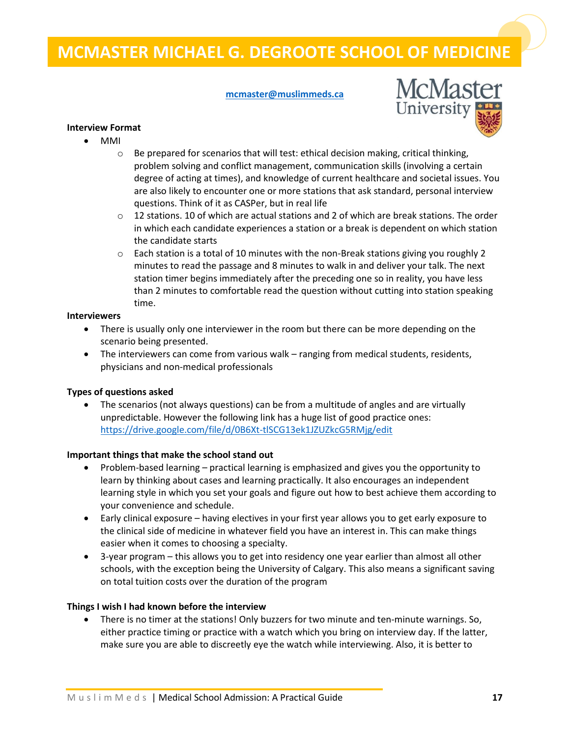# MCMASTER MICHAEL G. DEGROOTE SCHOOL OF MEDICINE

mcmaster@muslimmeds.ca

**Interview Format**

- MMI
  - Be prepared for scenarios that will test: ethical decision making, critical thinking, problem solving and conflict management, communication skills (involving a certain degree of acting at times), and knowledge of current healthcare and societal issues. You are also likely to encounter one or more stations that ask standard, personal interview questions. Think of it as CASPer, but in real life
  - 12 stations. 10 of which are actual stations and 2 of which are break stations. The order in which each candidate experiences a station or a break is dependent on which station the candidate starts
  - Each station is a total of 10 minutes with the non-Break stations giving you roughly 2 minutes to read the passage and 8 minutes to walk in and deliver your talk. The next station timer begins immediately after the preceding one so in reality, you have less than 2 minutes to comfortable read the question without cutting into station speaking time.

**Interviewers**

- There is usually only one interviewer in the room but there can be more depending on the scenario being presented.
- The interviewers can come from various walk – ranging from medical students, residents, physicians and non-medical professionals

**Types of questions asked**

- The scenarios (not always questions) can be from a multitude of angles and are virtually unpredictable. However the following link has a huge list of good practice ones: https://drive.google.com/file/d/0B6Xt-tlSCG13ek1JZUZkcG5RMjg/edit

**Important things that make the school stand out**

- Problem-based learning – practical learning is emphasized and gives you the opportunity to learn by thinking about cases and learning practically. It also encourages an independent learning style in which you set your goals and figure out how to best achieve them according to your convenience and schedule.
- Early clinical exposure – having electives in your first year allows you to get early exposure to the clinical side of medicine in whatever field you have an interest in. This can make things easier when it comes to choosing a specialty.
- 3-year program – this allows you to get into residency one year earlier than almost all other schools, with the exception being the University of Calgary. This also means a significant saving on total tuition costs over the duration of the program

**Things I wish I had known before the interview**

- There is no timer at the stations! Only buzzers for two minute and ten-minute warnings. So, either practice timing or practice with a watch which you bring on interview day. If the latter, make sure you are able to discreetly eye the watch while interviewing. Also, it is better to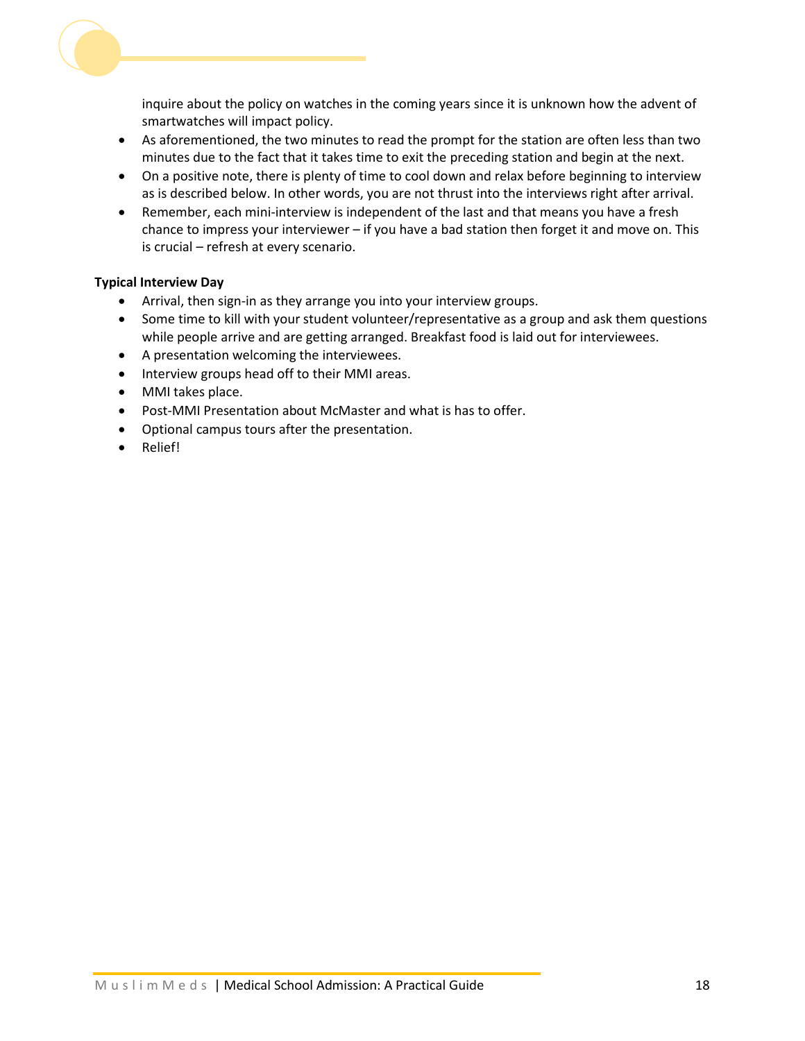inquire about the policy on watches in the coming years since it is unknown how the advent of smartwatches will impact policy.

- As aforementioned, the two minutes to read the prompt for the station are often less than two minutes due to the fact that it takes time to exit the preceding station and begin at the next.
- On a positive note, there is plenty of time to cool down and relax before beginning to interview as is described below. In other words, you are not thrust into the interviews right after arrival.
- Remember, each mini-interview is independent of the last and that means you have a fresh chance to impress your interviewer – if you have a bad station then forget it and move on. This is crucial – refresh at every scenario.

**Typical Interview Day**

- Arrival, then sign-in as they arrange you into your interview groups.
- Some time to kill with your student volunteer/representative as a group and ask them questions while people arrive and are getting arranged. Breakfast food is laid out for interviewees.
- A presentation welcoming the interviewees.
- Interview groups head off to their MMI areas.
- MMI takes place.
- Post-MMI Presentation about McMaster and what is has to offer.
- Optional campus tours after the presentation.
- Relief!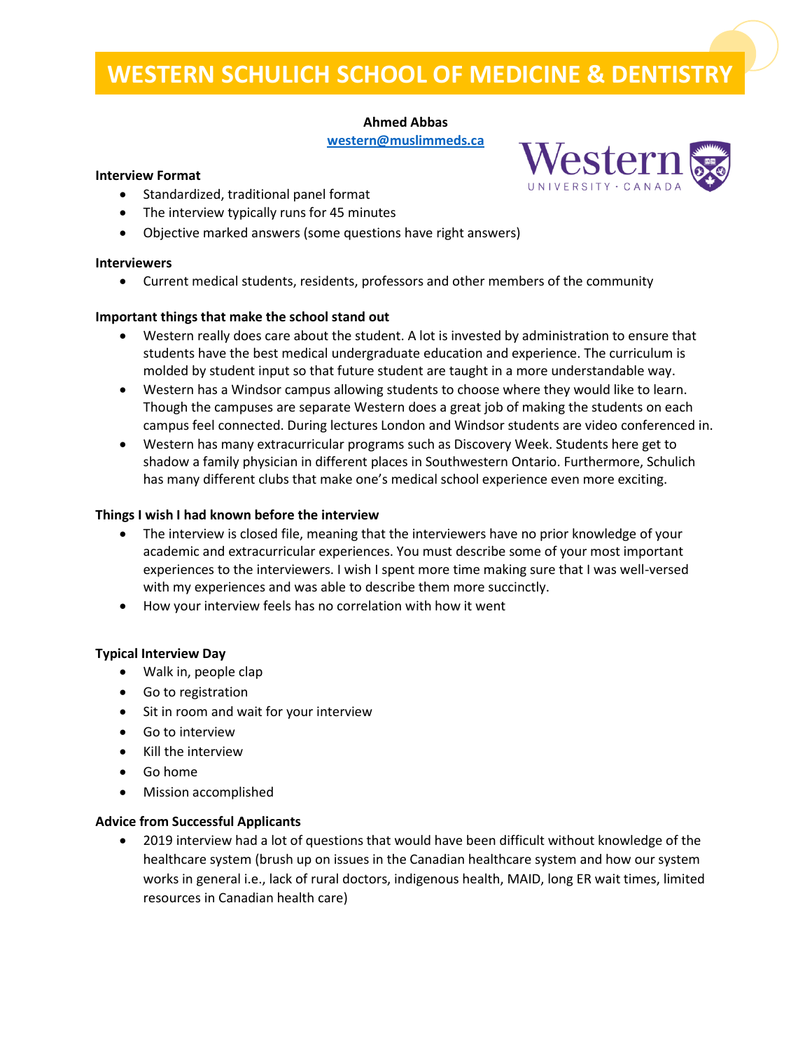# WESTERN SCHULICH SCHOOL OF MEDICINE & DENTISTRY

**Ahmed Abbas**

western@muslimmeds.ca

**Interview Format**

- Standardized, traditional panel format
- The interview typically runs for 45 minutes
- Objective marked answers (some questions have right answers)

**Interviewers**

- Current medical students, residents, professors and other members of the community

**Important things that make the school stand out**

- Western really does care about the student. A lot is invested by administration to ensure that students have the best medical undergraduate education and experience. The curriculum is molded by student input so that future student are taught in a more understandable way.
- Western has a Windsor campus allowing students to choose where they would like to learn. Though the campuses are separate Western does a great job of making the students on each campus feel connected. During lectures London and Windsor students are video conferenced in.
- Western has many extracurricular programs such as Discovery Week. Students here get to shadow a family physician in different places in Southwestern Ontario. Furthermore, Schulich has many different clubs that make one's medical school experience even more exciting.

**Things I wish I had known before the interview**

- The interview is closed file, meaning that the interviewers have no prior knowledge of your academic and extracurricular experiences. You must describe some of your most important experiences to the interviewers. I wish I spent more time making sure that I was well-versed with my experiences and was able to describe them more succinctly.
- How your interview feels has no correlation with how it went

**Typical Interview Day**

- Walk in, people clap
- Go to registration
- Sit in room and wait for your interview
- Go to interview
- Kill the interview
- Go home
- Mission accomplished

**Advice from Successful Applicants**

- 2019 interview had a lot of questions that would have been difficult without knowledge of the healthcare system (brush up on issues in the Canadian healthcare system and how our system works in general i.e., lack of rural doctors, indigenous health, MAID, long ER wait times, limited resources in Canadian health care)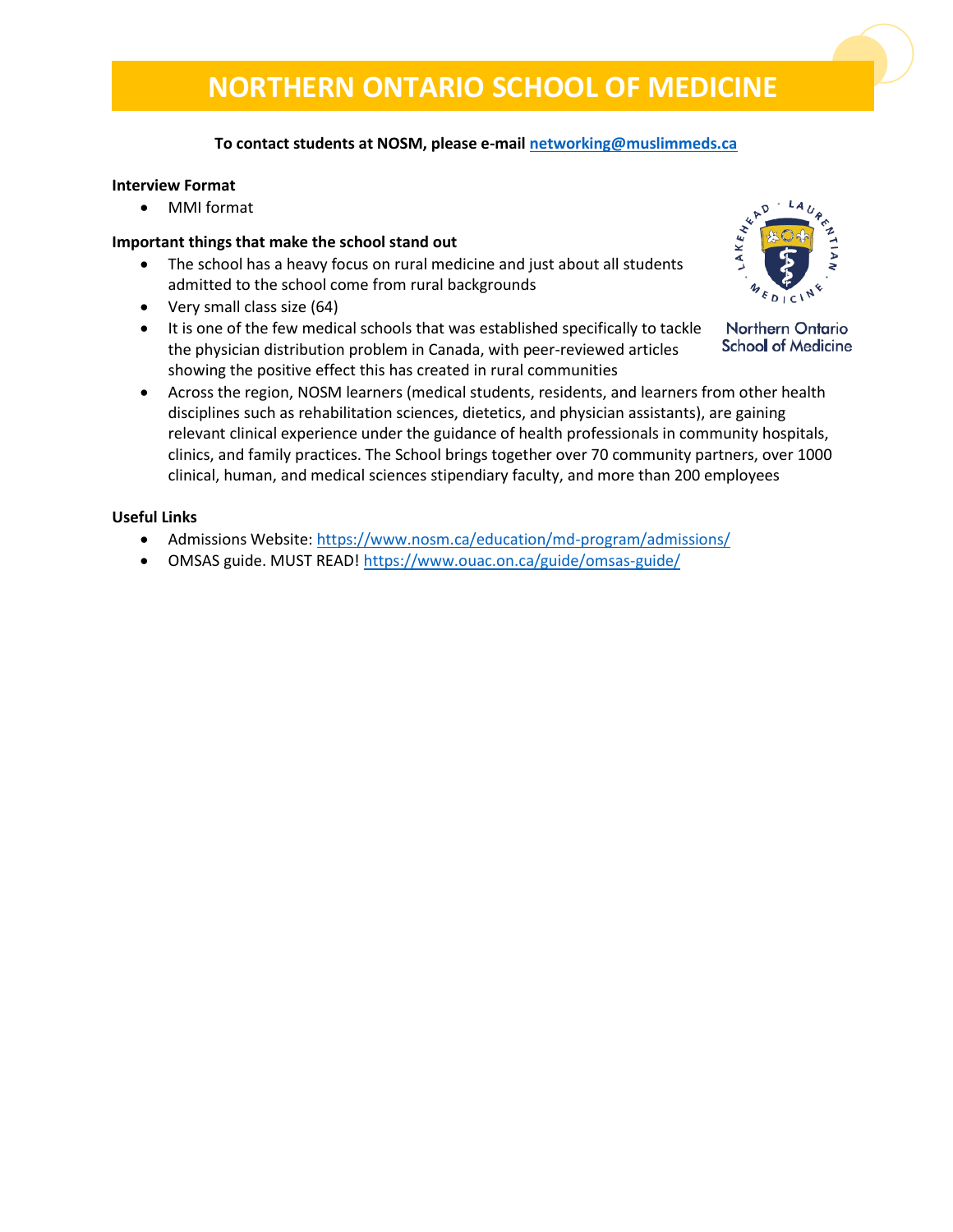# NORTHERN ONTARIO SCHOOL OF MEDICINE

**To contact students at NOSM, please e-mail networking@muslimmeds.ca**

**Interview Format**

- MMI format

**Important things that make the school stand out**

- The school has a heavy focus on rural medicine and just about all students admitted to the school come from rural backgrounds
- Very small class size (64)
- It is one of the few medical schools that was established specifically to tackle the physician distribution problem in Canada, with peer-reviewed articles showing the positive effect this has created in rural communities
- Across the region, NOSM learners (medical students, residents, and learners from other health disciplines such as rehabilitation sciences, dietetics, and physician assistants), are gaining relevant clinical experience under the guidance of health professionals in community hospitals, clinics, and family practices. The School brings together over 70 community partners, over 1000 clinical, human, and medical sciences stipendiary faculty, and more than 200 employees

**Useful Links**

- Admissions Website: https://www.nosm.ca/education/md-program/admissions/
- OMSAS guide. MUST READ! https://www.ouac.on.ca/guide/omsas-guide/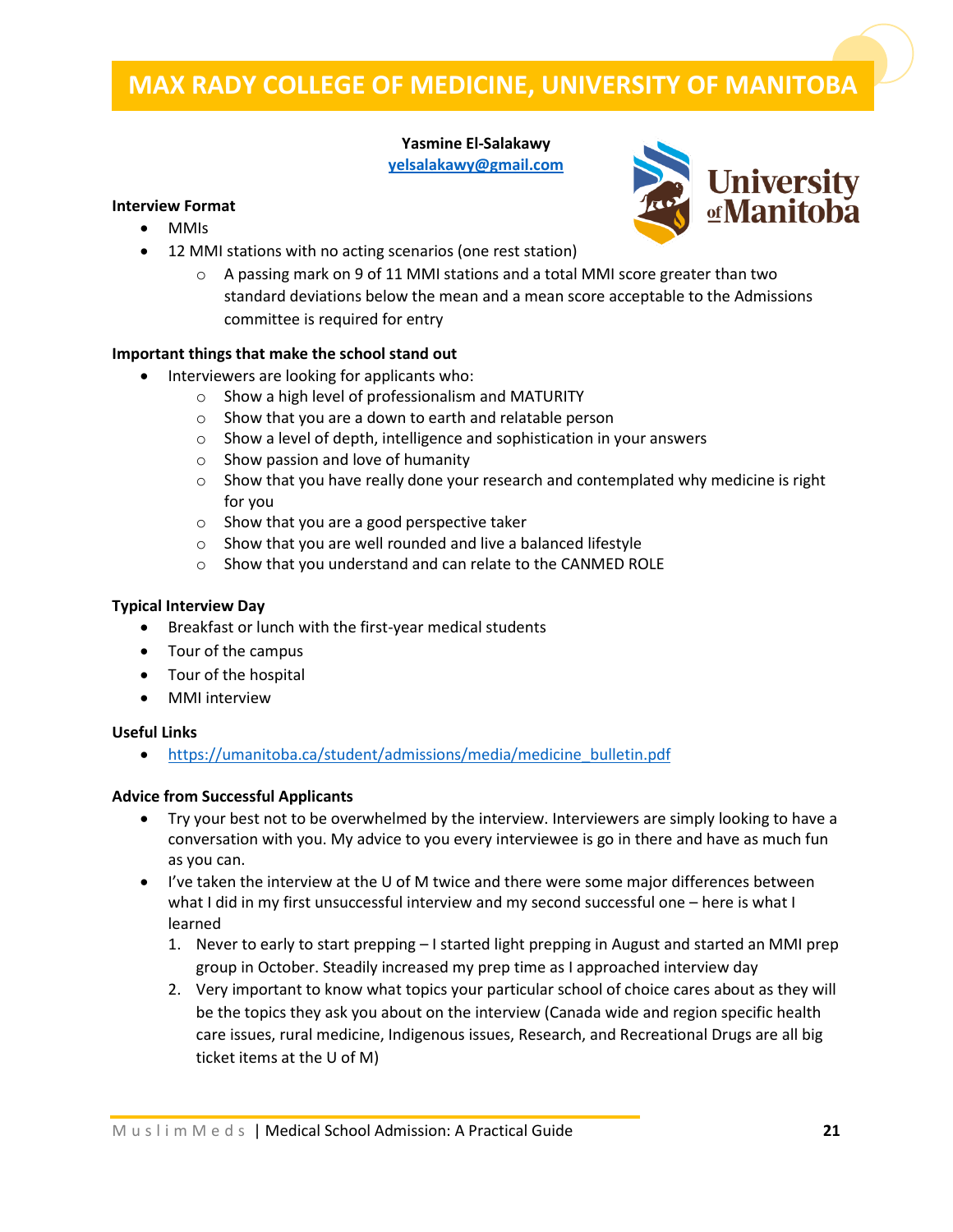# MAX RADY COLLEGE OF MEDICINE, UNIVERSITY OF MANITOBA

**Yasmine El-Salakawy**
yelsalakawy@gmail.com

**Interview Format**

- MMIs
- 12 MMI stations with no acting scenarios (one rest station)
    - A passing mark on 9 of 11 MMI stations and a total MMI score greater than two standard deviations below the mean and a mean score acceptable to the Admissions committee is required for entry

**Important things that make the school stand out**

- Interviewers are looking for applicants who:
    - Show a high level of professionalism and MATURITY
    - Show that you are a down to earth and relatable person
    - Show a level of depth, intelligence and sophistication in your answers
    - Show passion and love of humanity
    - Show that you have really done your research and contemplated why medicine is right for you
    - Show that you are a good perspective taker
    - Show that you are well rounded and live a balanced lifestyle
    - Show that you understand and can relate to the CANMED ROLE

**Typical Interview Day**

- Breakfast or lunch with the first-year medical students
- Tour of the campus
- Tour of the hospital
- MMI interview

**Useful Links**

- https://umanitoba.ca/student/admissions/media/medicine_bulletin.pdf

**Advice from Successful Applicants**

- Try your best not to be overwhelmed by the interview. Interviewers are simply looking to have a conversation with you. My advice to you every interviewee is go in there and have as much fun as you can.
- I've taken the interview at the U of M twice and there were some major differences between what I did in my first unsuccessful interview and my second successful one – here is what I learned
    1. Never to early to start prepping – I started light prepping in August and started an MMI prep group in October. Steadily increased my prep time as I approached interview day
    2. Very important to know what topics your particular school of choice cares about as they will be the topics they ask you about on the interview (Canada wide and region specific health care issues, rural medicine, Indigenous issues, Research, and Recreational Drugs are all big ticket items at the U of M)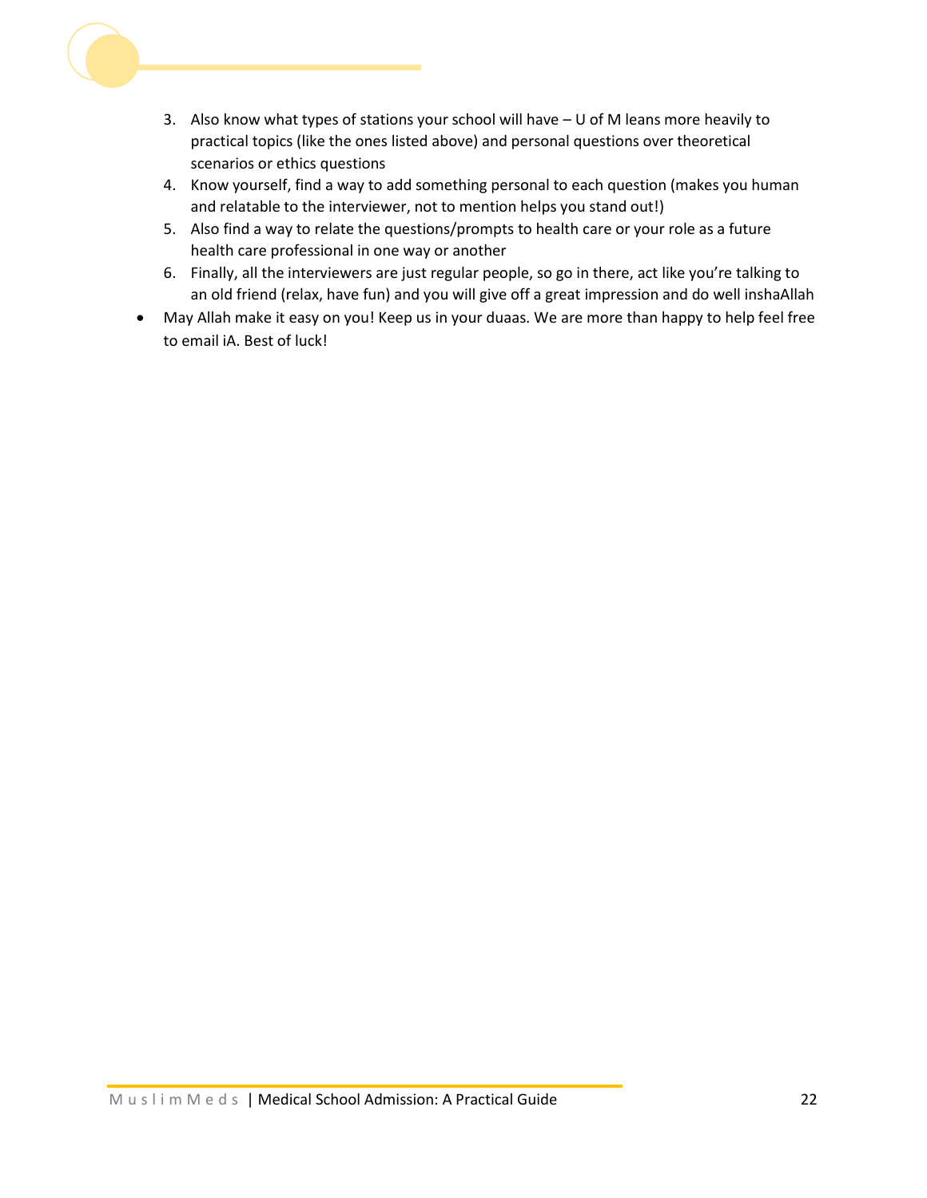3. Also know what types of stations your school will have – U of M leans more heavily to practical topics (like the ones listed above) and personal questions over theoretical scenarios or ethics questions
4. Know yourself, find a way to add something personal to each question (makes you human and relatable to the interviewer, not to mention helps you stand out!)
5. Also find a way to relate the questions/prompts to health care or your role as a future health care professional in one way or another
6. Finally, all the interviewers are just regular people, so go in there, act like you're talking to an old friend (relax, have fun) and you will give off a great impression and do well inshaAllah

- May Allah make it easy on you! Keep us in your duaas. We are more than happy to help feel free to email iA. Best of luck!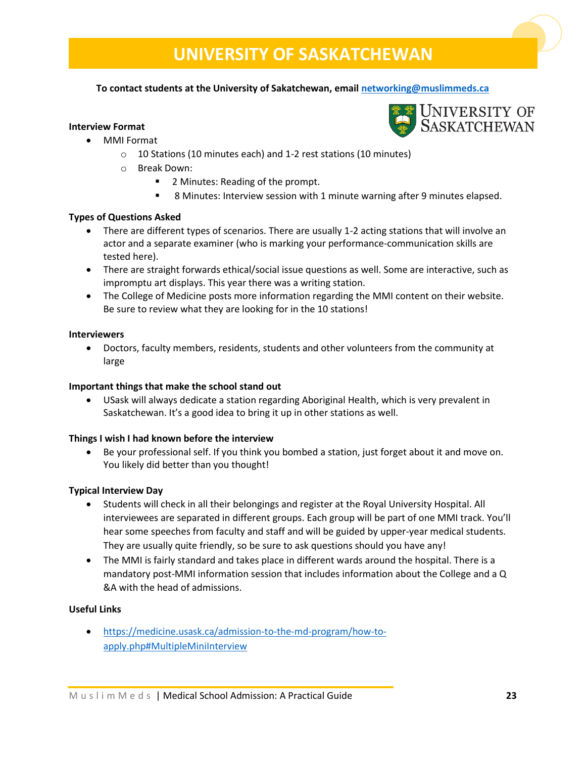# UNIVERSITY OF SASKATCHEWAN

**To contact students at the University of Sakatchewan, email networking@muslimmeds.ca**

**Interview Format**

- MMI Format
  - 10 Stations (10 minutes each) and 1-2 rest stations (10 minutes)
  - Break Down:
    - 2 Minutes: Reading of the prompt.
    - 8 Minutes: Interview session with 1 minute warning after 9 minutes elapsed.

**Types of Questions Asked**

- There are different types of scenarios. There are usually 1-2 acting stations that will involve an actor and a separate examiner (who is marking your performance-communication skills are tested here).
- There are straight forwards ethical/social issue questions as well. Some are interactive, such as impromptu art displays. This year there was a writing station.
- The College of Medicine posts more information regarding the MMI content on their website. Be sure to review what they are looking for in the 10 stations!

**Interviewers**

- Doctors, faculty members, residents, students and other volunteers from the community at large

**Important things that make the school stand out**

- USask will always dedicate a station regarding Aboriginal Health, which is very prevalent in Saskatchewan. It's a good idea to bring it up in other stations as well.

**Things I wish I had known before the interview**

- Be your professional self. If you think you bombed a station, just forget about it and move on. You likely did better than you thought!

**Typical Interview Day**

- Students will check in all their belongings and register at the Royal University Hospital. All interviewees are separated in different groups. Each group will be part of one MMI track. You'll hear some speeches from faculty and staff and will be guided by upper-year medical students. They are usually quite friendly, so be sure to ask questions should you have any!
- The MMI is fairly standard and takes place in different wards around the hospital. There is a mandatory post-MMI information session that includes information about the College and a Q &A with the head of admissions.

**Useful Links**

- https://medicine.usask.ca/admission-to-the-md-program/how-to-apply.php#MultipleMiniInterview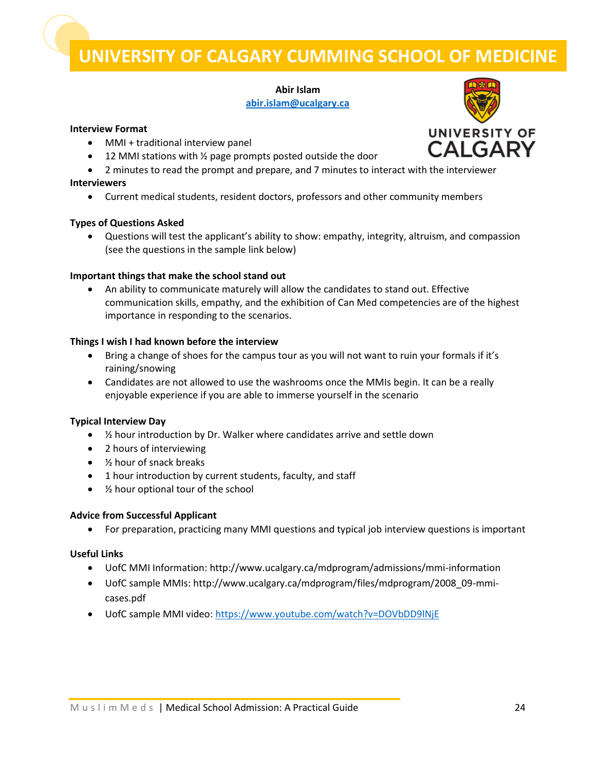# UNIVERSITY OF CALGARY CUMMING SCHOOL OF MEDICINE

**Abir Islam**
**abir.islam@ucalgary.ca**

**Interview Format**

- MMI + traditional interview panel
- 12 MMI stations with ½ page prompts posted outside the door
- 2 minutes to read the prompt and prepare, and 7 minutes to interact with the interviewer

**Interviewers**

- Current medical students, resident doctors, professors and other community members

**Types of Questions Asked**

- Questions will test the applicant's ability to show: empathy, integrity, altruism, and compassion (see the questions in the sample link below)

**Important things that make the school stand out**

- An ability to communicate maturely will allow the candidates to stand out. Effective communication skills, empathy, and the exhibition of Can Med competencies are of the highest importance in responding to the scenarios.

**Things I wish I had known before the interview**

- Bring a change of shoes for the campus tour as you will not want to ruin your formals if it's raining/snowing
- Candidates are not allowed to use the washrooms once the MMIs begin. It can be a really enjoyable experience if you are able to immerse yourself in the scenario

**Typical Interview Day**

- ½ hour introduction by Dr. Walker where candidates arrive and settle down
- 2 hours of interviewing
- ½ hour of snack breaks
- 1 hour introduction by current students, faculty, and staff
- ½ hour optional tour of the school

**Advice from Successful Applicant**

- For preparation, practicing many MMI questions and typical job interview questions is important

**Useful Links**

- UofC MMI Information: http://www.ucalgary.ca/mdprogram/admissions/mmi-information
- UofC sample MMIs: http://www.ucalgary.ca/mdprogram/files/mdprogram/2008_09-mmi-cases.pdf
- UofC sample MMI video: https://www.youtube.com/watch?v=DOVbDD9lNjE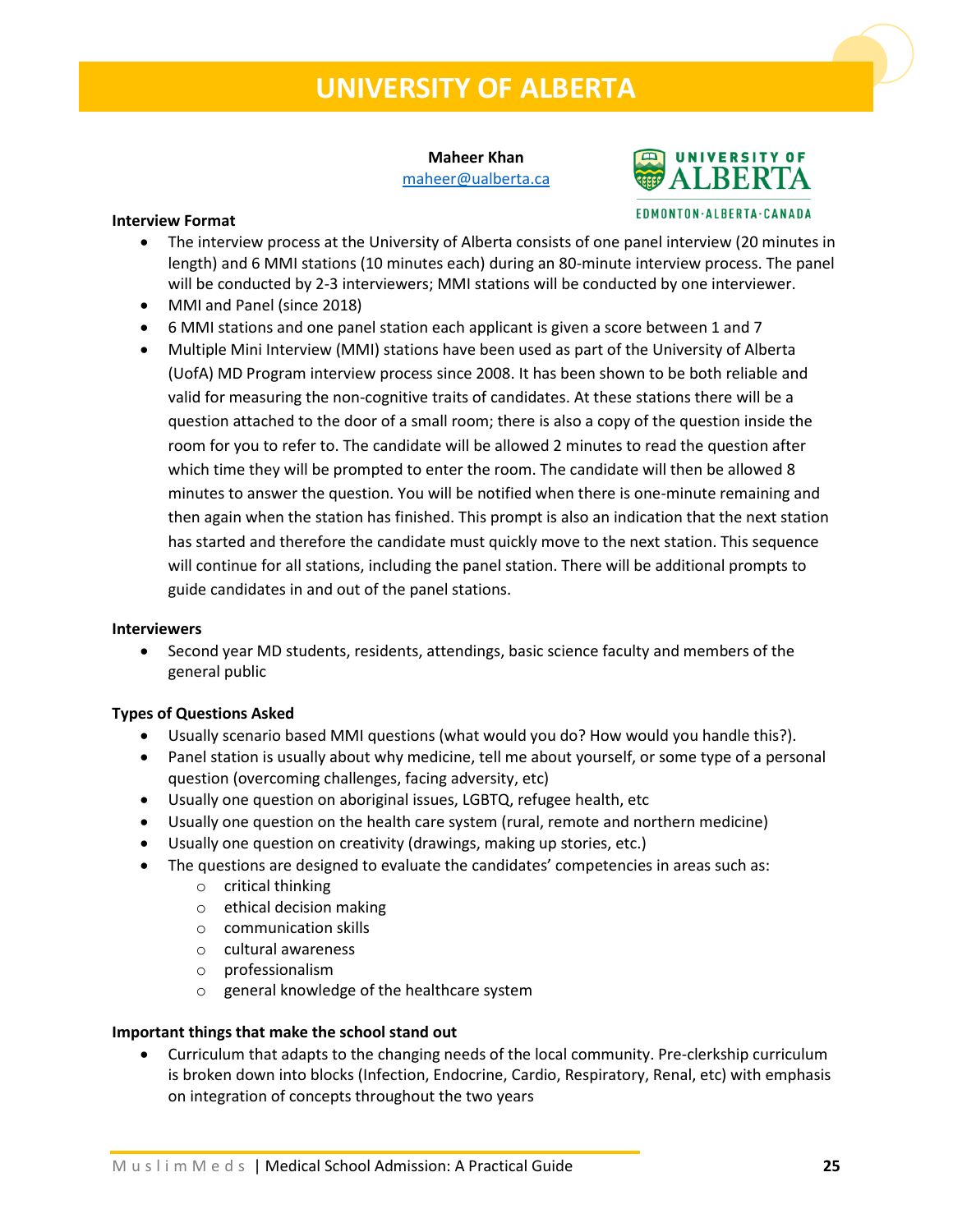# UNIVERSITY OF ALBERTA

**Maheer Khan**
maheer@ualberta.ca

**Interview Format**

- The interview process at the University of Alberta consists of one panel interview (20 minutes in length) and 6 MMI stations (10 minutes each) during an 80-minute interview process. The panel will be conducted by 2-3 interviewers; MMI stations will be conducted by one interviewer.
- MMI and Panel (since 2018)
- 6 MMI stations and one panel station each applicant is given a score between 1 and 7
- Multiple Mini Interview (MMI) stations have been used as part of the University of Alberta (UofA) MD Program interview process since 2008. It has been shown to be both reliable and valid for measuring the non-cognitive traits of candidates. At these stations there will be a question attached to the door of a small room; there is also a copy of the question inside the room for you to refer to. The candidate will be allowed 2 minutes to read the question after which time they will be prompted to enter the room. The candidate will then be allowed 8 minutes to answer the question. You will be notified when there is one-minute remaining and then again when the station has finished. This prompt is also an indication that the next station has started and therefore the candidate must quickly move to the next station. This sequence will continue for all stations, including the panel station. There will be additional prompts to guide candidates in and out of the panel stations.

**Interviewers**

- Second year MD students, residents, attendings, basic science faculty and members of the general public

**Types of Questions Asked**

- Usually scenario based MMI questions (what would you do? How would you handle this?).
- Panel station is usually about why medicine, tell me about yourself, or some type of a personal question (overcoming challenges, facing adversity, etc)
- Usually one question on aboriginal issues, LGBTQ, refugee health, etc
- Usually one question on the health care system (rural, remote and northern medicine)
- Usually one question on creativity (drawings, making up stories, etc.)
- The questions are designed to evaluate the candidates' competencies in areas such as:
  - critical thinking
  - ethical decision making
  - communication skills
  - cultural awareness
  - professionalism
  - general knowledge of the healthcare system

**Important things that make the school stand out**

- Curriculum that adapts to the changing needs of the local community. Pre-clerkship curriculum is broken down into blocks (Infection, Endocrine, Cardio, Respiratory, Renal, etc) with emphasis on integration of concepts throughout the two years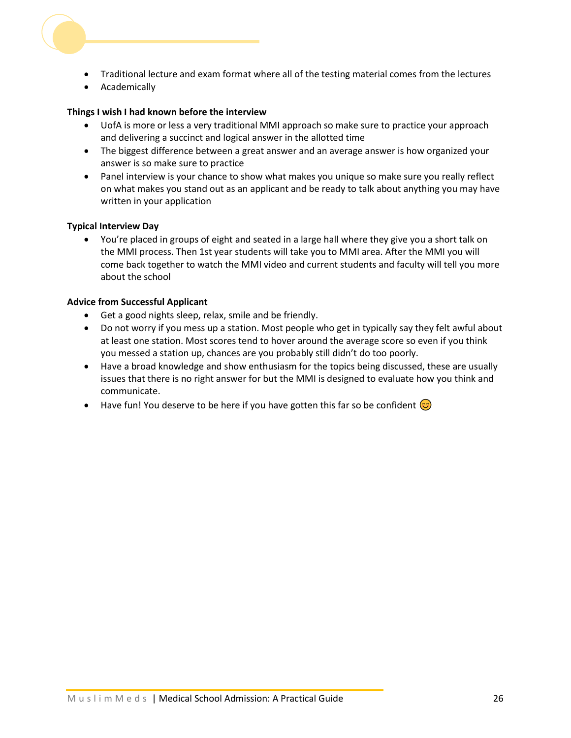- Traditional lecture and exam format where all of the testing material comes from the lectures
- Academically

**Things I wish I had known before the interview**

- UofA is more or less a very traditional MMI approach so make sure to practice your approach and delivering a succinct and logical answer in the allotted time
- The biggest difference between a great answer and an average answer is how organized your answer is so make sure to practice
- Panel interview is your chance to show what makes you unique so make sure you really reflect on what makes you stand out as an applicant and be ready to talk about anything you may have written in your application

**Typical Interview Day**

- You're placed in groups of eight and seated in a large hall where they give you a short talk on the MMI process. Then 1st year students will take you to MMI area. After the MMI you will come back together to watch the MMI video and current students and faculty will tell you more about the school

**Advice from Successful Applicant**

- Get a good nights sleep, relax, smile and be friendly.
- Do not worry if you mess up a station. Most people who get in typically say they felt awful about at least one station. Most scores tend to hover around the average score so even if you think you messed a station up, chances are you probably still didn't do too poorly.
- Have a broad knowledge and show enthusiasm for the topics being discussed, these are usually issues that there is no right answer for but the MMI is designed to evaluate how you think and communicate.
- Have fun! You deserve to be here if you have gotten this far so be confident 😊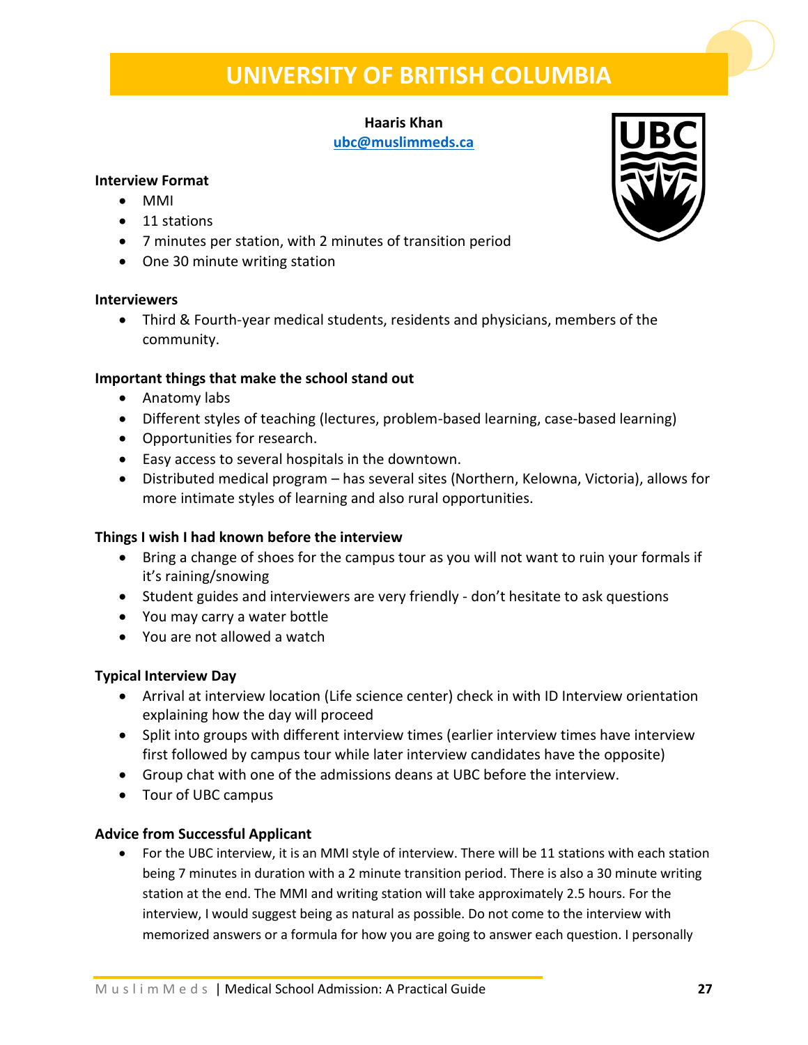# UNIVERSITY OF BRITISH COLUMBIA

**Haaris Khan**
ubc@muslimmeds.ca

**Interview Format**

- MMI
- 11 stations
- 7 minutes per station, with 2 minutes of transition period
- One 30 minute writing station

**Interviewers**

- Third & Fourth-year medical students, residents and physicians, members of the community.

**Important things that make the school stand out**

- Anatomy labs
- Different styles of teaching (lectures, problem-based learning, case-based learning)
- Opportunities for research.
- Easy access to several hospitals in the downtown.
- Distributed medical program – has several sites (Northern, Kelowna, Victoria), allows for more intimate styles of learning and also rural opportunities.

**Things I wish I had known before the interview**

- Bring a change of shoes for the campus tour as you will not want to ruin your formals if it's raining/snowing
- Student guides and interviewers are very friendly - don't hesitate to ask questions
- You may carry a water bottle
- You are not allowed a watch

**Typical Interview Day**

- Arrival at interview location (Life science center) check in with ID Interview orientation explaining how the day will proceed
- Split into groups with different interview times (earlier interview times have interview first followed by campus tour while later interview candidates have the opposite)
- Group chat with one of the admissions deans at UBC before the interview.
- Tour of UBC campus

**Advice from Successful Applicant**

- For the UBC interview, it is an MMI style of interview. There will be 11 stations with each station being 7 minutes in duration with a 2 minute transition period. There is also a 30 minute writing station at the end. The MMI and writing station will take approximately 2.5 hours. For the interview, I would suggest being as natural as possible. Do not come to the interview with memorized answers or a formula for how you are going to answer each question. I personally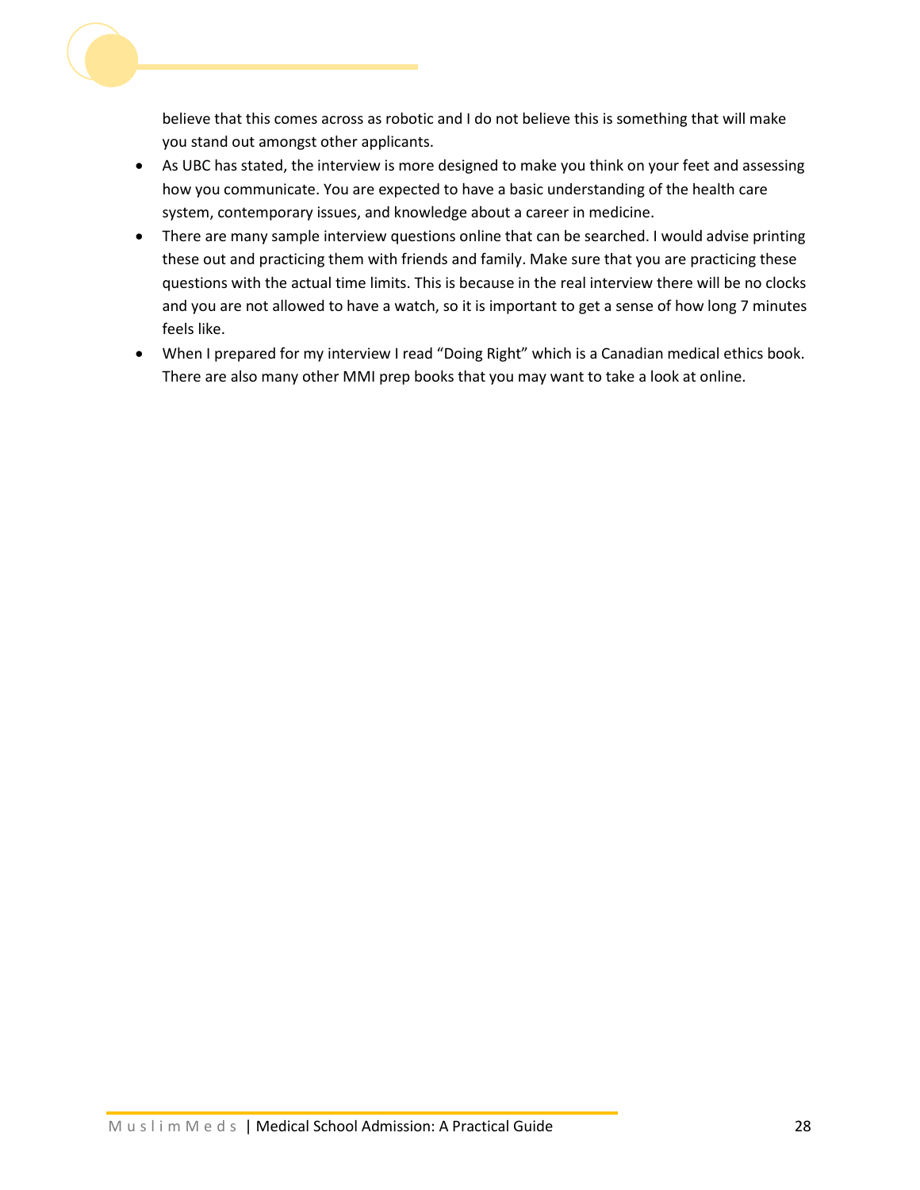believe that this comes across as robotic and I do not believe this is something that will make you stand out amongst other applicants.

- As UBC has stated, the interview is more designed to make you think on your feet and assessing how you communicate. You are expected to have a basic understanding of the health care system, contemporary issues, and knowledge about a career in medicine.
- There are many sample interview questions online that can be searched. I would advise printing these out and practicing them with friends and family. Make sure that you are practicing these questions with the actual time limits. This is because in the real interview there will be no clocks and you are not allowed to have a watch, so it is important to get a sense of how long 7 minutes feels like.
- When I prepared for my interview I read "Doing Right" which is a Canadian medical ethics book. There are also many other MMI prep books that you may want to take a look at online.